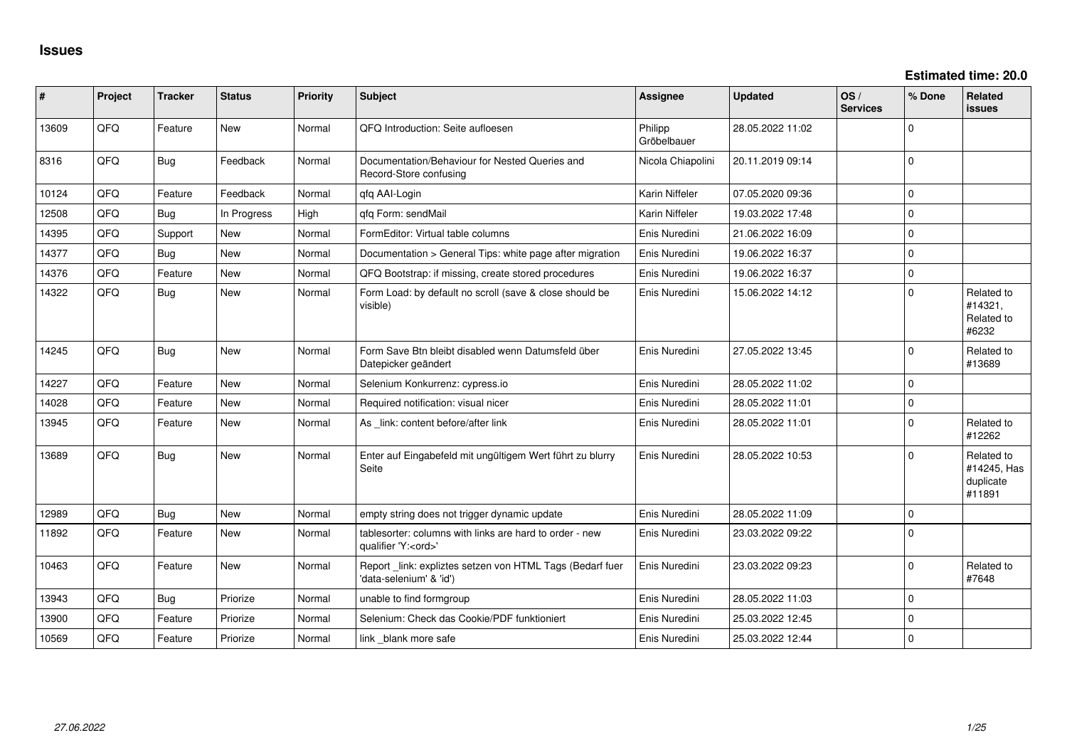# Issues

**Estimated time: 20.0**

| # | Project | Tracker | Status | Priority | Subject | Assignee | Updated | OS / Services | % Done | Related issues |
|---|---|---|---|---|---|---|---|---|---|---|
| 13609 | QFQ | Feature | New | Normal | QFQ Introduction: Seite aufloesen | Philipp Gröbelbauer | 28.05.2022 11:02 | | 0 | |
| 8316 | QFQ | Bug | Feedback | Normal | Documentation/Behaviour for Nested Queries and Record-Store confusing | Nicola Chiapolini | 20.11.2019 09:14 | | 0 | |
| 10124 | QFQ | Feature | Feedback | Normal | qfq AAI-Login | Karin Niffeler | 07.05.2020 09:36 | | 0 | |
| 12508 | QFQ | Bug | In Progress | High | qfq Form: sendMail | Karin Niffeler | 19.03.2022 17:48 | | 0 | |
| 14395 | QFQ | Support | New | Normal | FormEditor: Virtual table columns | Enis Nuredini | 21.06.2022 16:09 | | 0 | |
| 14377 | QFQ | Bug | New | Normal | Documentation > General Tips: white page after migration | Enis Nuredini | 19.06.2022 16:37 | | 0 | |
| 14376 | QFQ | Feature | New | Normal | QFQ Bootstrap: if missing, create stored procedures | Enis Nuredini | 19.06.2022 16:37 | | 0 | |
| 14322 | QFQ | Bug | New | Normal | Form Load: by default no scroll (save & close should be visible) | Enis Nuredini | 15.06.2022 14:12 | | 0 | Related to #14321, Related to #6232 |
| 14245 | QFQ | Bug | New | Normal | Form Save Btn bleibt disabled wenn Datumsfeld über Datepicker geändert | Enis Nuredini | 27.05.2022 13:45 | | 0 | Related to #13689 |
| 14227 | QFQ | Feature | New | Normal | Selenium Konkurrenz: cypress.io | Enis Nuredini | 28.05.2022 11:02 | | 0 | |
| 14028 | QFQ | Feature | New | Normal | Required notification: visual nicer | Enis Nuredini | 28.05.2022 11:01 | | 0 | |
| 13945 | QFQ | Feature | New | Normal | As _link: content before/after link | Enis Nuredini | 28.05.2022 11:01 | | 0 | Related to #12262 |
| 13689 | QFQ | Bug | New | Normal | Enter auf Eingabefeld mit ungültigem Wert führt zu blurry Seite | Enis Nuredini | 28.05.2022 10:53 | | 0 | Related to #14245, Has duplicate #11891 |
| 12989 | QFQ | Bug | New | Normal | empty string does not trigger dynamic update | Enis Nuredini | 28.05.2022 11:09 | | 0 | |
| 11892 | QFQ | Feature | New | Normal | tablesorter: columns with links are hard to order - new qualifier 'Y:<ord>' | Enis Nuredini | 23.03.2022 09:22 | | 0 | |
| 10463 | QFQ | Feature | New | Normal | Report _link: expliztes setzen von HTML Tags (Bedarf fuer 'data-selenium' & 'id') | Enis Nuredini | 23.03.2022 09:23 | | 0 | Related to #7648 |
| 13943 | QFQ | Bug | Priorize | Normal | unable to find formgroup | Enis Nuredini | 28.05.2022 11:03 | | 0 | |
| 13900 | QFQ | Feature | Priorize | Normal | Selenium: Check das Cookie/PDF funktioniert | Enis Nuredini | 25.03.2022 12:45 | | 0 | |
| 10569 | QFQ | Feature | Priorize | Normal | link _blank more safe | Enis Nuredini | 25.03.2022 12:44 | | 0 | |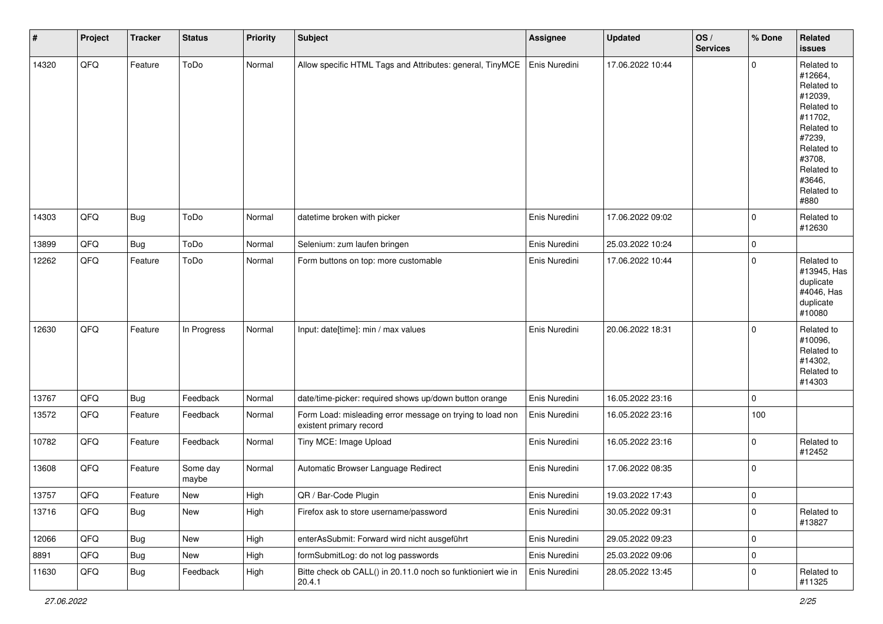| # | Project | Tracker | Status | Priority | Subject | Assignee | Updated | OS / Services | % Done | Related issues |
|---|---|---|---|---|---|---|---|---|---|---|
| 14320 | QFQ | Feature | ToDo | Normal | Allow specific HTML Tags and Attributes: general, TinyMCE | Enis Nuredini | 17.06.2022 10:44 | | 0 | Related to #12664, Related to #12039, Related to #11702, Related to #7239, Related to #3708, Related to #3646, Related to #880 |
| 14303 | QFQ | Bug | ToDo | Normal | datetime broken with picker | Enis Nuredini | 17.06.2022 09:02 | | 0 | Related to #12630 |
| 13899 | QFQ | Bug | ToDo | Normal | Selenium: zum laufen bringen | Enis Nuredini | 25.03.2022 10:24 | | 0 | |
| 12262 | QFQ | Feature | ToDo | Normal | Form buttons on top: more customable | Enis Nuredini | 17.06.2022 10:44 | | 0 | Related to #13945, Has duplicate #4046, Has duplicate #10080 |
| 12630 | QFQ | Feature | In Progress | Normal | Input: date[time]: min / max values | Enis Nuredini | 20.06.2022 18:31 | | 0 | Related to #10096, Related to #14302, Related to #14303 |
| 13767 | QFQ | Bug | Feedback | Normal | date/time-picker: required shows up/down button orange | Enis Nuredini | 16.05.2022 23:16 | | 0 | |
| 13572 | QFQ | Feature | Feedback | Normal | Form Load: misleading error message on trying to load non existent primary record | Enis Nuredini | 16.05.2022 23:16 | | 100 | |
| 10782 | QFQ | Feature | Feedback | Normal | Tiny MCE: Image Upload | Enis Nuredini | 16.05.2022 23:16 | | 0 | Related to #12452 |
| 13608 | QFQ | Feature | Some day maybe | Normal | Automatic Browser Language Redirect | Enis Nuredini | 17.06.2022 08:35 | | 0 | |
| 13757 | QFQ | Feature | New | High | QR / Bar-Code Plugin | Enis Nuredini | 19.03.2022 17:43 | | 0 | |
| 13716 | QFQ | Bug | New | High | Firefox ask to store username/password | Enis Nuredini | 30.05.2022 09:31 | | 0 | Related to #13827 |
| 12066 | QFQ | Bug | New | High | enterAsSubmit: Forward wird nicht ausgeführt | Enis Nuredini | 29.05.2022 09:23 | | 0 | |
| 8891 | QFQ | Bug | New | High | formSubmitLog: do not log passwords | Enis Nuredini | 25.03.2022 09:06 | | 0 | |
| 11630 | QFQ | Bug | Feedback | High | Bitte check ob CALL() in 20.11.0 noch so funktioniert wie in 20.4.1 | Enis Nuredini | 28.05.2022 13:45 | | 0 | Related to #11325 |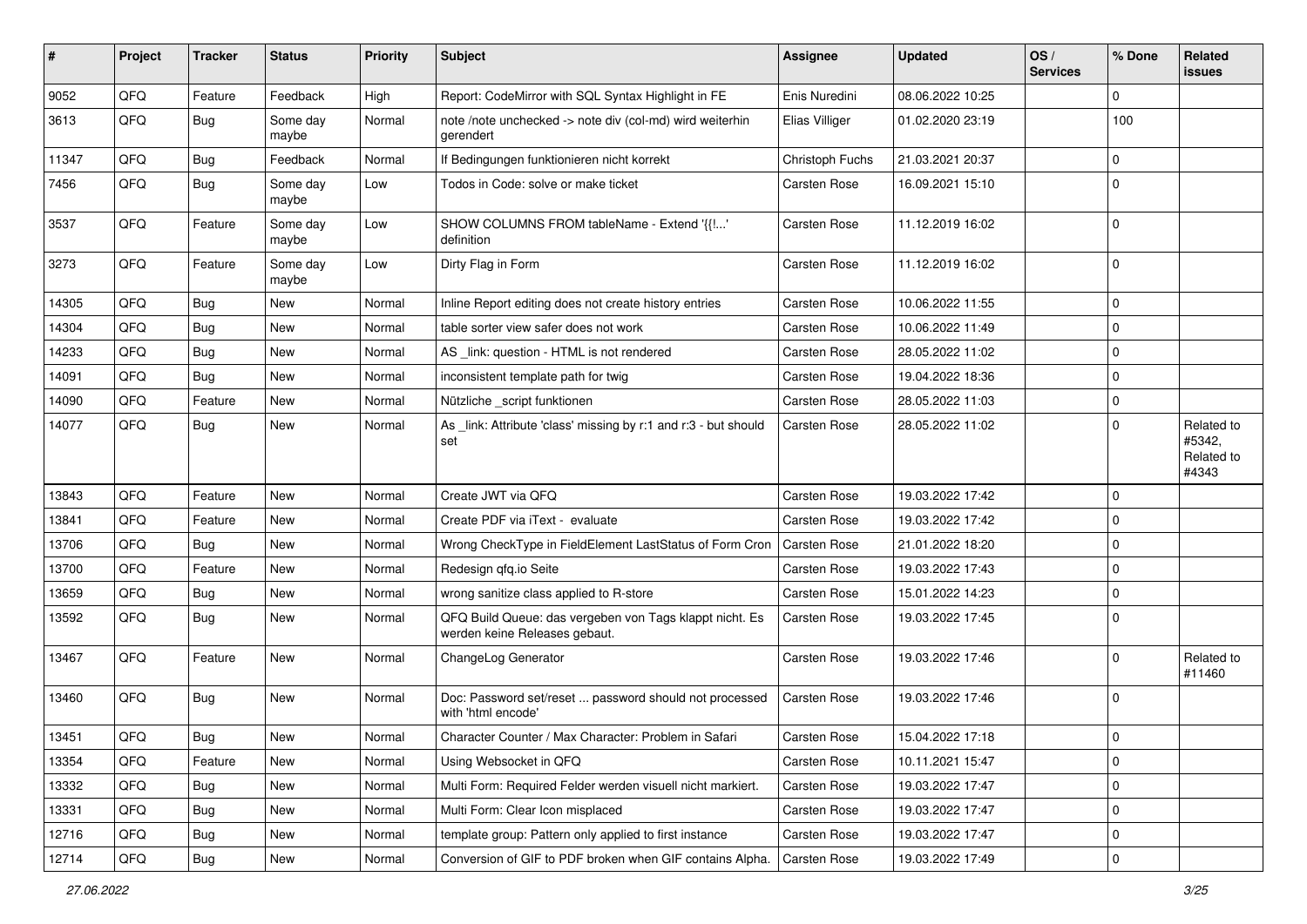| # | Project | Tracker | Status | Priority | Subject | Assignee | Updated | OS / Services | % Done | Related issues |
|---|---|---|---|---|---|---|---|---|---|---|
| 9052 | QFQ | Feature | Feedback | High | Report: CodeMirror with SQL Syntax Highlight in FE | Enis Nuredini | 08.06.2022 10:25 | | 0 | |
| 3613 | QFQ | Bug | Some day maybe | Normal | note /note unchecked -> note div (col-md) wird weiterhin gerendert | Elias Villiger | 01.02.2020 23:19 | | 100 | |
| 11347 | QFQ | Bug | Feedback | Normal | If Bedingungen funktionieren nicht korrekt | Christoph Fuchs | 21.03.2021 20:37 | | 0 | |
| 7456 | QFQ | Bug | Some day maybe | Low | Todos in Code: solve or make ticket | Carsten Rose | 16.09.2021 15:10 | | 0 | |
| 3537 | QFQ | Feature | Some day maybe | Low | SHOW COLUMNS FROM tableName - Extend '{{!...' definition | Carsten Rose | 11.12.2019 16:02 | | 0 | |
| 3273 | QFQ | Feature | Some day maybe | Low | Dirty Flag in Form | Carsten Rose | 11.12.2019 16:02 | | 0 | |
| 14305 | QFQ | Bug | New | Normal | Inline Report editing does not create history entries | Carsten Rose | 10.06.2022 11:55 | | 0 | |
| 14304 | QFQ | Bug | New | Normal | table sorter view safer does not work | Carsten Rose | 10.06.2022 11:49 | | 0 | |
| 14233 | QFQ | Bug | New | Normal | AS _link: question - HTML is not rendered | Carsten Rose | 28.05.2022 11:02 | | 0 | |
| 14091 | QFQ | Bug | New | Normal | inconsistent template path for twig | Carsten Rose | 19.04.2022 18:36 | | 0 | |
| 14090 | QFQ | Feature | New | Normal | Nützliche _script funktionen | Carsten Rose | 28.05.2022 11:03 | | 0 | |
| 14077 | QFQ | Bug | New | Normal | As _link: Attribute 'class' missing by r:1 and r:3 - but should set | Carsten Rose | 28.05.2022 11:02 | | 0 | Related to #5342, Related to #4343 |
| 13843 | QFQ | Feature | New | Normal | Create JWT via QFQ | Carsten Rose | 19.03.2022 17:42 | | 0 | |
| 13841 | QFQ | Feature | New | Normal | Create PDF via iText - evaluate | Carsten Rose | 19.03.2022 17:42 | | 0 | |
| 13706 | QFQ | Bug | New | Normal | Wrong CheckType in FieldElement LastStatus of Form Cron | Carsten Rose | 21.01.2022 18:20 | | 0 | |
| 13700 | QFQ | Feature | New | Normal | Redesign qfq.io Seite | Carsten Rose | 19.03.2022 17:43 | | 0 | |
| 13659 | QFQ | Bug | New | Normal | wrong sanitize class applied to R-store | Carsten Rose | 15.01.2022 14:23 | | 0 | |
| 13592 | QFQ | Bug | New | Normal | QFQ Build Queue: das vergeben von Tags klappt nicht. Es werden keine Releases gebaut. | Carsten Rose | 19.03.2022 17:45 | | 0 | |
| 13467 | QFQ | Feature | New | Normal | ChangeLog Generator | Carsten Rose | 19.03.2022 17:46 | | 0 | Related to #11460 |
| 13460 | QFQ | Bug | New | Normal | Doc: Password set/reset ... password should not processed with 'html encode' | Carsten Rose | 19.03.2022 17:46 | | 0 | |
| 13451 | QFQ | Bug | New | Normal | Character Counter / Max Character: Problem in Safari | Carsten Rose | 15.04.2022 17:18 | | 0 | |
| 13354 | QFQ | Feature | New | Normal | Using Websocket in QFQ | Carsten Rose | 10.11.2021 15:47 | | 0 | |
| 13332 | QFQ | Bug | New | Normal | Multi Form: Required Felder werden visuell nicht markiert. | Carsten Rose | 19.03.2022 17:47 | | 0 | |
| 13331 | QFQ | Bug | New | Normal | Multi Form: Clear Icon misplaced | Carsten Rose | 19.03.2022 17:47 | | 0 | |
| 12716 | QFQ | Bug | New | Normal | template group: Pattern only applied to first instance | Carsten Rose | 19.03.2022 17:47 | | 0 | |
| 12714 | QFQ | Bug | New | Normal | Conversion of GIF to PDF broken when GIF contains Alpha. | Carsten Rose | 19.03.2022 17:49 | | 0 | |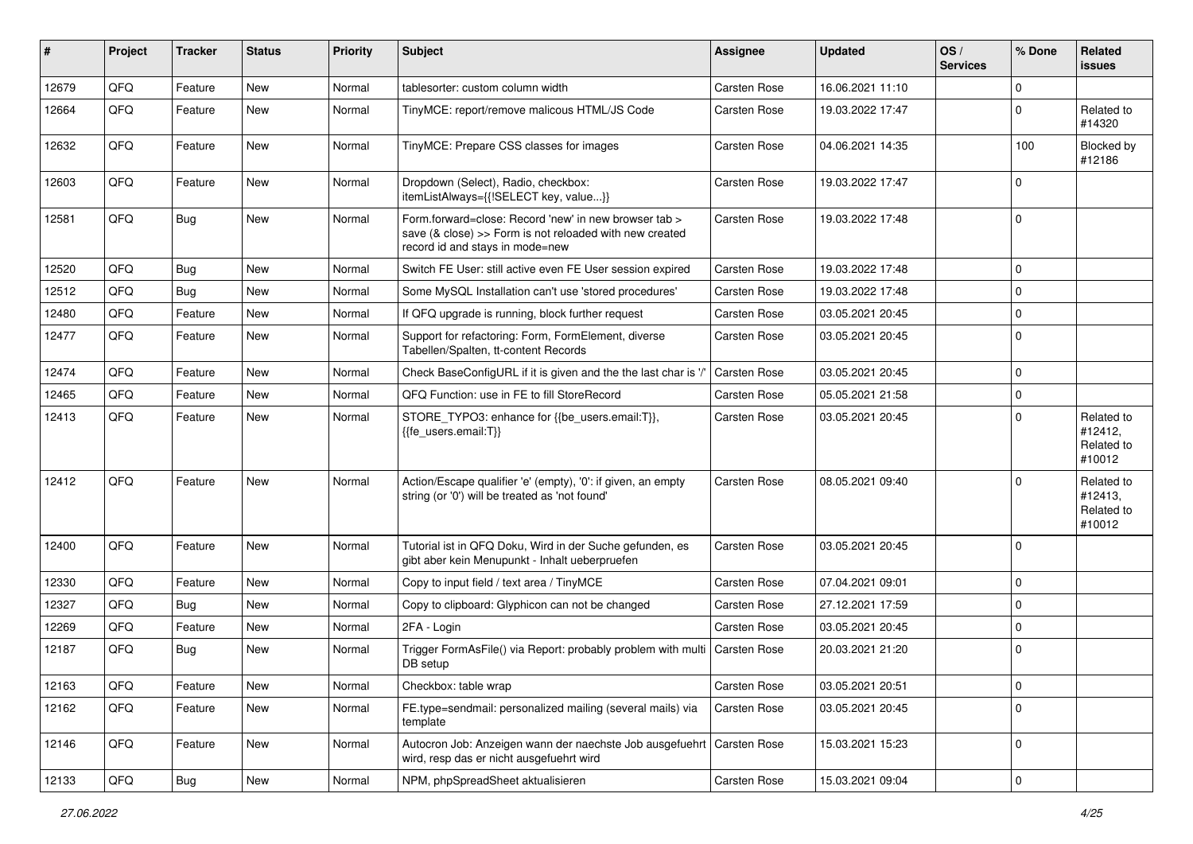| # | Project | Tracker | Status | Priority | Subject | Assignee | Updated | OS / Services | % Done | Related issues |
|---|---|---|---|---|---|---|---|---|---|---|
| 12679 | QFQ | Feature | New | Normal | tablesorter: custom column width | Carsten Rose | 16.06.2021 11:10 | | 0 | |
| 12664 | QFQ | Feature | New | Normal | TinyMCE: report/remove malicous HTML/JS Code | Carsten Rose | 19.03.2022 17:47 | | 0 | Related to #14320 |
| 12632 | QFQ | Feature | New | Normal | TinyMCE: Prepare CSS classes for images | Carsten Rose | 04.06.2021 14:35 | | 100 | Blocked by #12186 |
| 12603 | QFQ | Feature | New | Normal | Dropdown (Select), Radio, checkbox: itemListAlways={{!SELECT key, value...}} | Carsten Rose | 19.03.2022 17:47 | | 0 | |
| 12581 | QFQ | Bug | New | Normal | Form.forward=close: Record 'new' in new browser tab > save (& close) >> Form is not reloaded with new created record id and stays in mode=new | Carsten Rose | 19.03.2022 17:48 | | 0 | |
| 12520 | QFQ | Bug | New | Normal | Switch FE User: still active even FE User session expired | Carsten Rose | 19.03.2022 17:48 | | 0 | |
| 12512 | QFQ | Bug | New | Normal | Some MySQL Installation can't use 'stored procedures' | Carsten Rose | 19.03.2022 17:48 | | 0 | |
| 12480 | QFQ | Feature | New | Normal | If QFQ upgrade is running, block further request | Carsten Rose | 03.05.2021 20:45 | | 0 | |
| 12477 | QFQ | Feature | New | Normal | Support for refactoring: Form, FormElement, diverse Tabellen/Spalten, tt-content Records | Carsten Rose | 03.05.2021 20:45 | | 0 | |
| 12474 | QFQ | Feature | New | Normal | Check BaseConfigURL if it is given and the the last char is '/' | Carsten Rose | 03.05.2021 20:45 | | 0 | |
| 12465 | QFQ | Feature | New | Normal | QFQ Function: use in FE to fill StoreRecord | Carsten Rose | 05.05.2021 21:58 | | 0 | |
| 12413 | QFQ | Feature | New | Normal | STORE_TYPO3: enhance for {{be_users.email:T}}, {{fe_users.email:T}} | Carsten Rose | 03.05.2021 20:45 | | 0 | Related to #12412, Related to #10012 |
| 12412 | QFQ | Feature | New | Normal | Action/Escape qualifier 'e' (empty), '0': if given, an empty string (or '0') will be treated as 'not found' | Carsten Rose | 08.05.2021 09:40 | | 0 | Related to #12413, Related to #10012 |
| 12400 | QFQ | Feature | New | Normal | Tutorial ist in QFQ Doku, Wird in der Suche gefunden, es gibt aber kein Menupunkt - Inhalt ueberpruefen | Carsten Rose | 03.05.2021 20:45 | | 0 | |
| 12330 | QFQ | Feature | New | Normal | Copy to input field / text area / TinyMCE | Carsten Rose | 07.04.2021 09:01 | | 0 | |
| 12327 | QFQ | Bug | New | Normal | Copy to clipboard: Glyphicon can not be changed | Carsten Rose | 27.12.2021 17:59 | | 0 | |
| 12269 | QFQ | Feature | New | Normal | 2FA - Login | Carsten Rose | 03.05.2021 20:45 | | 0 | |
| 12187 | QFQ | Bug | New | Normal | Trigger FormAsFile() via Report: probably problem with multi DB setup | Carsten Rose | 20.03.2021 21:20 | | 0 | |
| 12163 | QFQ | Feature | New | Normal | Checkbox: table wrap | Carsten Rose | 03.05.2021 20:51 | | 0 | |
| 12162 | QFQ | Feature | New | Normal | FE.type=sendmail: personalized mailing (several mails) via template | Carsten Rose | 03.05.2021 20:45 | | 0 | |
| 12146 | QFQ | Feature | New | Normal | Autocron Job: Anzeigen wann der naechste Job ausgefuehrt wird, resp das er nicht ausgefuehrt wird | Carsten Rose | 15.03.2021 15:23 | | 0 | |
| 12133 | QFQ | Bug | New | Normal | NPM, phpSpreadSheet aktualisieren | Carsten Rose | 15.03.2021 09:04 | | 0 | |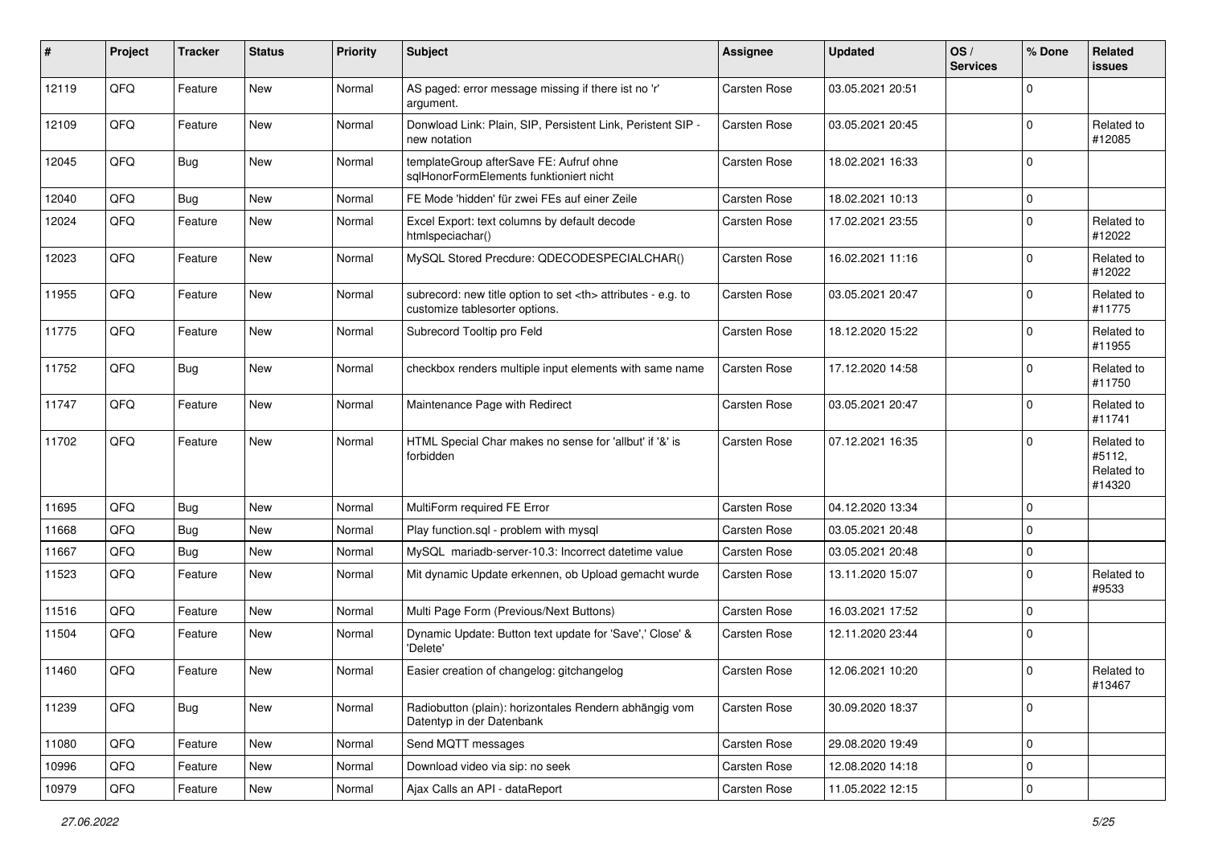| # | Project | Tracker | Status | Priority | Subject | Assignee | Updated | OS / Services | % Done | Related issues |
|---|---|---|---|---|---|---|---|---|---|---|
| 12119 | QFQ | Feature | New | Normal | AS paged: error message missing if there ist no 'r' argument. | Carsten Rose | 03.05.2021 20:51 | | 0 | |
| 12109 | QFQ | Feature | New | Normal | Donwload Link: Plain, SIP, Persistent Link, Peristent SIP - new notation | Carsten Rose | 03.05.2021 20:45 | | 0 | Related to #12085 |
| 12045 | QFQ | Bug | New | Normal | templateGroup afterSave FE: Aufruf ohne sqlHonorFormElements funktioniert nicht | Carsten Rose | 18.02.2021 16:33 | | 0 | |
| 12040 | QFQ | Bug | New | Normal | FE Mode 'hidden' für zwei FEs auf einer Zeile | Carsten Rose | 18.02.2021 10:13 | | 0 | |
| 12024 | QFQ | Feature | New | Normal | Excel Export: text columns by default decode htmlspeciachar() | Carsten Rose | 17.02.2021 23:55 | | 0 | Related to #12022 |
| 12023 | QFQ | Feature | New | Normal | MySQL Stored Precdure: QDECODESPECIALCHAR() | Carsten Rose | 16.02.2021 11:16 | | 0 | Related to #12022 |
| 11955 | QFQ | Feature | New | Normal | subrecord: new title option to set <th> attributes - e.g. to customize tablesorter options. | Carsten Rose | 03.05.2021 20:47 | | 0 | Related to #11775 |
| 11775 | QFQ | Feature | New | Normal | Subrecord Tooltip pro Feld | Carsten Rose | 18.12.2020 15:22 | | 0 | Related to #11955 |
| 11752 | QFQ | Bug | New | Normal | checkbox renders multiple input elements with same name | Carsten Rose | 17.12.2020 14:58 | | 0 | Related to #11750 |
| 11747 | QFQ | Feature | New | Normal | Maintenance Page with Redirect | Carsten Rose | 03.05.2021 20:47 | | 0 | Related to #11741 |
| 11702 | QFQ | Feature | New | Normal | HTML Special Char makes no sense for 'allbut' if '&' is forbidden | Carsten Rose | 07.12.2021 16:35 | | 0 | Related to #5112, Related to #14320 |
| 11695 | QFQ | Bug | New | Normal | MultiForm required FE Error | Carsten Rose | 04.12.2020 13:34 | | 0 | |
| 11668 | QFQ | Bug | New | Normal | Play function.sql - problem with mysql | Carsten Rose | 03.05.2021 20:48 | | 0 | |
| 11667 | QFQ | Bug | New | Normal | MySQL mariadb-server-10.3: Incorrect datetime value | Carsten Rose | 03.05.2021 20:48 | | 0 | |
| 11523 | QFQ | Feature | New | Normal | Mit dynamic Update erkennen, ob Upload gemacht wurde | Carsten Rose | 13.11.2020 15:07 | | 0 | Related to #9533 |
| 11516 | QFQ | Feature | New | Normal | Multi Page Form (Previous/Next Buttons) | Carsten Rose | 16.03.2021 17:52 | | 0 | |
| 11504 | QFQ | Feature | New | Normal | Dynamic Update: Button text update for 'Save',' Close' & 'Delete' | Carsten Rose | 12.11.2020 23:44 | | 0 | |
| 11460 | QFQ | Feature | New | Normal | Easier creation of changelog: gitchangelog | Carsten Rose | 12.06.2021 10:20 | | 0 | Related to #13467 |
| 11239 | QFQ | Bug | New | Normal | Radiobutton (plain): horizontales Rendern abhängig vom Datentyp in der Datenbank | Carsten Rose | 30.09.2020 18:37 | | 0 | |
| 11080 | QFQ | Feature | New | Normal | Send MQTT messages | Carsten Rose | 29.08.2020 19:49 | | 0 | |
| 10996 | QFQ | Feature | New | Normal | Download video via sip: no seek | Carsten Rose | 12.08.2020 14:18 | | 0 | |
| 10979 | QFQ | Feature | New | Normal | Ajax Calls an API - dataReport | Carsten Rose | 11.05.2022 12:15 | | 0 | |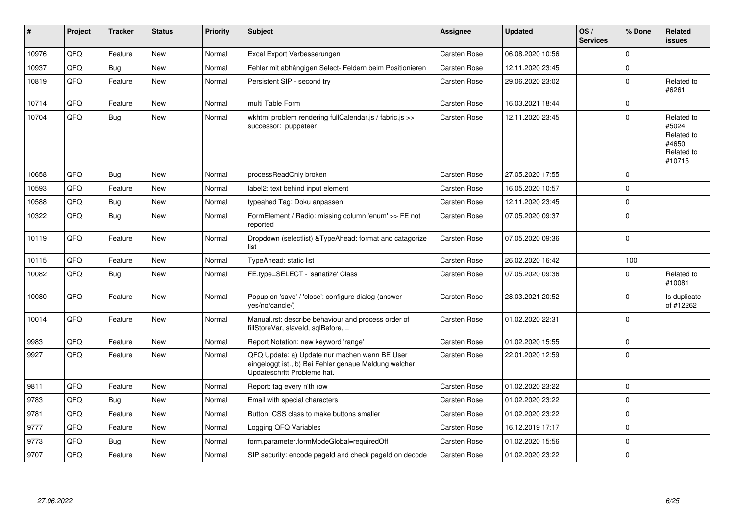| # | Project | Tracker | Status | Priority | Subject | Assignee | Updated | OS / Services | % Done | Related issues |
|---|---|---|---|---|---|---|---|---|---|---|
| 10976 | QFQ | Feature | New | Normal | Excel Export Verbesserungen | Carsten Rose | 06.08.2020 10:56 | | 0 | |
| 10937 | QFQ | Bug | New | Normal | Fehler mit abhängigen Select- Feldern beim Positionieren | Carsten Rose | 12.11.2020 23:45 | | 0 | |
| 10819 | QFQ | Feature | New | Normal | Persistent SIP - second try | Carsten Rose | 29.06.2020 23:02 | | 0 | Related to #6261 |
| 10714 | QFQ | Feature | New | Normal | multi Table Form | Carsten Rose | 16.03.2021 18:44 | | 0 | |
| 10704 | QFQ | Bug | New | Normal | wkhtml problem rendering fullCalendar.js / fabric.js >> successor: puppeteer | Carsten Rose | 12.11.2020 23:45 | | 0 | Related to #5024, Related to #4650, Related to #10715 |
| 10658 | QFQ | Bug | New | Normal | processReadOnly broken | Carsten Rose | 27.05.2020 17:55 | | 0 | |
| 10593 | QFQ | Feature | New | Normal | label2: text behind input element | Carsten Rose | 16.05.2020 10:57 | | 0 | |
| 10588 | QFQ | Bug | New | Normal | typeahed Tag: Doku anpassen | Carsten Rose | 12.11.2020 23:45 | | 0 | |
| 10322 | QFQ | Bug | New | Normal | FormElement / Radio: missing column 'enum' >> FE not reported | Carsten Rose | 07.05.2020 09:37 | | 0 | |
| 10119 | QFQ | Feature | New | Normal | Dropdown (selectlist) &TypeAhead: format and catagorize list | Carsten Rose | 07.05.2020 09:36 | | 0 | |
| 10115 | QFQ | Feature | New | Normal | TypeAhead: static list | Carsten Rose | 26.02.2020 16:42 | | 100 | |
| 10082 | QFQ | Bug | New | Normal | FE.type=SELECT - 'sanatize' Class | Carsten Rose | 07.05.2020 09:36 | | 0 | Related to #10081 |
| 10080 | QFQ | Feature | New | Normal | Popup on 'save' / 'close': configure dialog (answer yes/no/cancle/) | Carsten Rose | 28.03.2021 20:52 | | 0 | Is duplicate of #12262 |
| 10014 | QFQ | Feature | New | Normal | Manual.rst: describe behaviour and process order of fillStoreVar, slaveId, sqlBefore, .. | Carsten Rose | 01.02.2020 22:31 | | 0 | |
| 9983 | QFQ | Feature | New | Normal | Report Notation: new keyword 'range' | Carsten Rose | 01.02.2020 15:55 | | 0 | |
| 9927 | QFQ | Feature | New | Normal | QFQ Update: a) Update nur machen wenn BE User eingeloggt ist., b) Bei Fehler genaue Meldung welcher Updateschritt Probleme hat. | Carsten Rose | 22.01.2020 12:59 | | 0 | |
| 9811 | QFQ | Feature | New | Normal | Report: tag every n'th row | Carsten Rose | 01.02.2020 23:22 | | 0 | |
| 9783 | QFQ | Bug | New | Normal | Email with special characters | Carsten Rose | 01.02.2020 23:22 | | 0 | |
| 9781 | QFQ | Feature | New | Normal | Button: CSS class to make buttons smaller | Carsten Rose | 01.02.2020 23:22 | | 0 | |
| 9777 | QFQ | Feature | New | Normal | Logging QFQ Variables | Carsten Rose | 16.12.2019 17:17 | | 0 | |
| 9773 | QFQ | Bug | New | Normal | form.parameter.formModeGlobal=requiredOff | Carsten Rose | 01.02.2020 15:56 | | 0 | |
| 9707 | QFQ | Feature | New | Normal | SIP security: encode pageId and check pageId on decode | Carsten Rose | 01.02.2020 23:22 | | 0 | |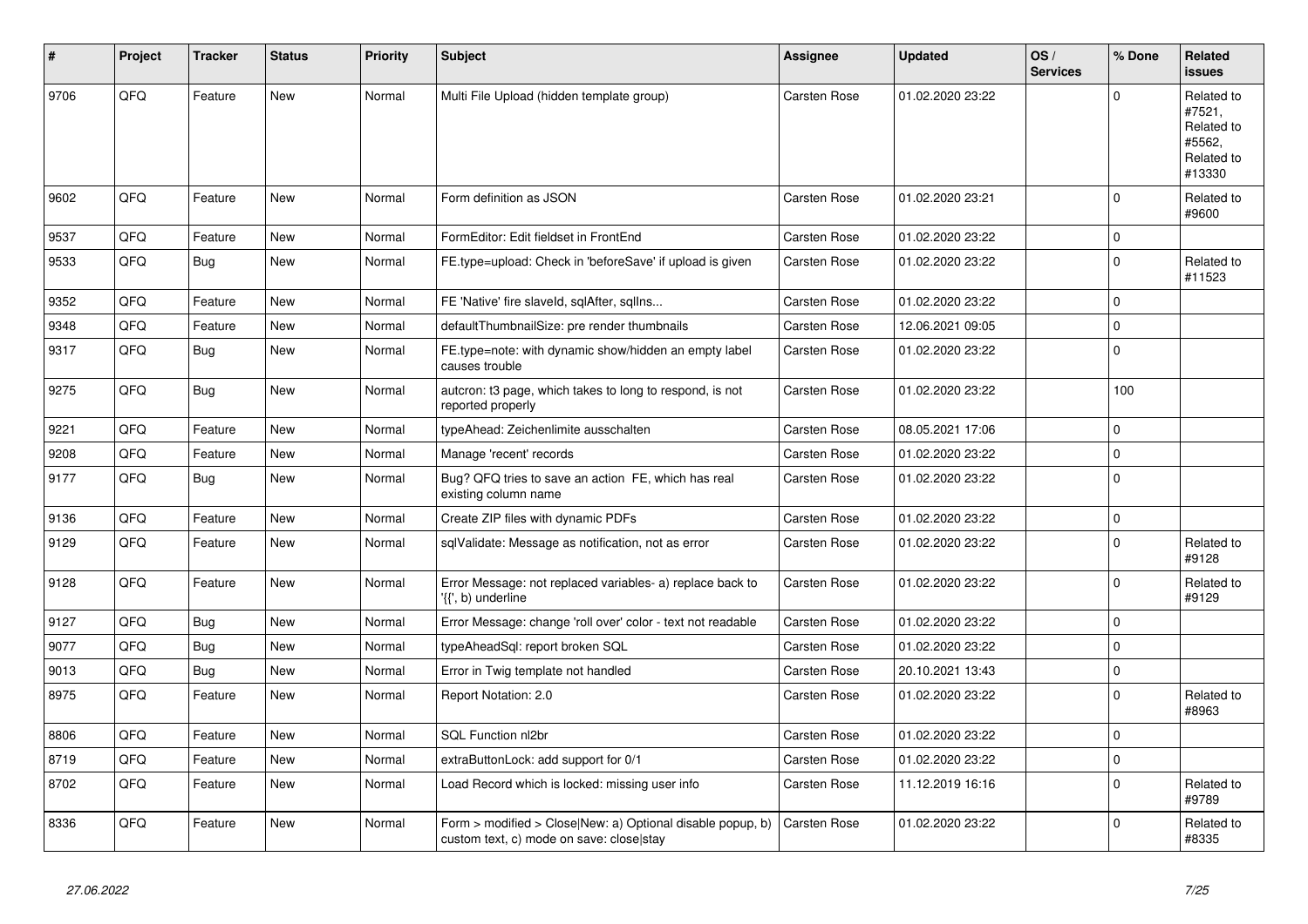| # | Project | Tracker | Status | Priority | Subject | Assignee | Updated | OS / Services | % Done | Related issues |
|---|---|---|---|---|---|---|---|---|---|---|
| 9706 | QFQ | Feature | New | Normal | Multi File Upload (hidden template group) | Carsten Rose | 01.02.2020 23:22 | | 0 | Related to #7521, Related to #5562, Related to #13330 |
| 9602 | QFQ | Feature | New | Normal | Form definition as JSON | Carsten Rose | 01.02.2020 23:21 | | 0 | Related to #9600 |
| 9537 | QFQ | Feature | New | Normal | FormEditor: Edit fieldset in FrontEnd | Carsten Rose | 01.02.2020 23:22 | | 0 | |
| 9533 | QFQ | Bug | New | Normal | FE.type=upload: Check in 'beforeSave' if upload is given | Carsten Rose | 01.02.2020 23:22 | | 0 | Related to #11523 |
| 9352 | QFQ | Feature | New | Normal | FE 'Native' fire slaveId, sqlAfter, sqlIns... | Carsten Rose | 01.02.2020 23:22 | | 0 | |
| 9348 | QFQ | Feature | New | Normal | defaultThumbnailSize: pre render thumbnails | Carsten Rose | 12.06.2021 09:05 | | 0 | |
| 9317 | QFQ | Bug | New | Normal | FE.type=note: with dynamic show/hidden an empty label causes trouble | Carsten Rose | 01.02.2020 23:22 | | 0 | |
| 9275 | QFQ | Bug | New | Normal | autcron: t3 page, which takes to long to respond, is not reported properly | Carsten Rose | 01.02.2020 23:22 | | 100 | |
| 9221 | QFQ | Feature | New | Normal | typeAhead: Zeichenlimite ausschalten | Carsten Rose | 08.05.2021 17:06 | | 0 | |
| 9208 | QFQ | Feature | New | Normal | Manage 'recent' records | Carsten Rose | 01.02.2020 23:22 | | 0 | |
| 9177 | QFQ | Bug | New | Normal | Bug? QFQ tries to save an action FE, which has real existing column name | Carsten Rose | 01.02.2020 23:22 | | 0 | |
| 9136 | QFQ | Feature | New | Normal | Create ZIP files with dynamic PDFs | Carsten Rose | 01.02.2020 23:22 | | 0 | |
| 9129 | QFQ | Feature | New | Normal | sqlValidate: Message as notification, not as error | Carsten Rose | 01.02.2020 23:22 | | 0 | Related to #9128 |
| 9128 | QFQ | Feature | New | Normal | Error Message: not replaced variables- a) replace back to '{{', b) underline | Carsten Rose | 01.02.2020 23:22 | | 0 | Related to #9129 |
| 9127 | QFQ | Bug | New | Normal | Error Message: change 'roll over' color - text not readable | Carsten Rose | 01.02.2020 23:22 | | 0 | |
| 9077 | QFQ | Bug | New | Normal | typeAheadSql: report broken SQL | Carsten Rose | 01.02.2020 23:22 | | 0 | |
| 9013 | QFQ | Bug | New | Normal | Error in Twig template not handled | Carsten Rose | 20.10.2021 13:43 | | 0 | |
| 8975 | QFQ | Feature | New | Normal | Report Notation: 2.0 | Carsten Rose | 01.02.2020 23:22 | | 0 | Related to #8963 |
| 8806 | QFQ | Feature | New | Normal | SQL Function nl2br | Carsten Rose | 01.02.2020 23:22 | | 0 | |
| 8719 | QFQ | Feature | New | Normal | extraButtonLock: add support for 0/1 | Carsten Rose | 01.02.2020 23:22 | | 0 | |
| 8702 | QFQ | Feature | New | Normal | Load Record which is locked: missing user info | Carsten Rose | 11.12.2019 16:16 | | 0 | Related to #9789 |
| 8336 | QFQ | Feature | New | Normal | Form > modified > Close\|New: a) Optional disable popup, b) custom text, c) mode on save: close\|stay | Carsten Rose | 01.02.2020 23:22 | | 0 | Related to #8335 |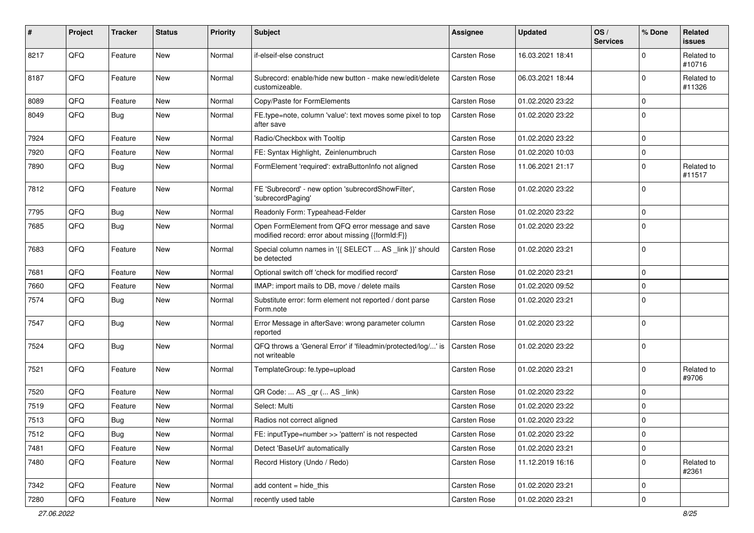| # | Project | Tracker | Status | Priority | Subject | Assignee | Updated | OS / Services | % Done | Related issues |
|---|---|---|---|---|---|---|---|---|---|---|
| 8217 | QFQ | Feature | New | Normal | if-elseif-else construct | Carsten Rose | 16.03.2021 18:41 | | 0 | Related to #10716 |
| 8187 | QFQ | Feature | New | Normal | Subrecord: enable/hide new button - make new/edit/delete customizeable. | Carsten Rose | 06.03.2021 18:44 | | 0 | Related to #11326 |
| 8089 | QFQ | Feature | New | Normal | Copy/Paste for FormElements | Carsten Rose | 01.02.2020 23:22 | | 0 | |
| 8049 | QFQ | Bug | New | Normal | FE.type=note, column 'value': text moves some pixel to top after save | Carsten Rose | 01.02.2020 23:22 | | 0 | |
| 7924 | QFQ | Feature | New | Normal | Radio/Checkbox with Tooltip | Carsten Rose | 01.02.2020 23:22 | | 0 | |
| 7920 | QFQ | Feature | New | Normal | FE: Syntax Highlight, Zeinlenumbruch | Carsten Rose | 01.02.2020 10:03 | | 0 | |
| 7890 | QFQ | Bug | New | Normal | FormElement 'required': extraButtonInfo not aligned | Carsten Rose | 11.06.2021 21:17 | | 0 | Related to #11517 |
| 7812 | QFQ | Feature | New | Normal | FE 'Subrecord' - new option 'subrecordShowFilter', 'subrecordPaging' | Carsten Rose | 01.02.2020 23:22 | | 0 | |
| 7795 | QFQ | Bug | New | Normal | Readonly Form: Typeahead-Felder | Carsten Rose | 01.02.2020 23:22 | | 0 | |
| 7685 | QFQ | Bug | New | Normal | Open FormElement from QFQ error message and save modified record: error about missing {{formId:F}} | Carsten Rose | 01.02.2020 23:22 | | 0 | |
| 7683 | QFQ | Feature | New | Normal | Special column names in '{{ SELECT ... AS _link }}' should be detected | Carsten Rose | 01.02.2020 23:21 | | 0 | |
| 7681 | QFQ | Feature | New | Normal | Optional switch off 'check for modified record' | Carsten Rose | 01.02.2020 23:21 | | 0 | |
| 7660 | QFQ | Feature | New | Normal | IMAP: import mails to DB, move / delete mails | Carsten Rose | 01.02.2020 09:52 | | 0 | |
| 7574 | QFQ | Bug | New | Normal | Substitute error: form element not reported / dont parse Form.note | Carsten Rose | 01.02.2020 23:21 | | 0 | |
| 7547 | QFQ | Bug | New | Normal | Error Message in afterSave: wrong parameter column reported | Carsten Rose | 01.02.2020 23:22 | | 0 | |
| 7524 | QFQ | Bug | New | Normal | QFQ throws a 'General Error' if 'fileadmin/protected/log/...' is not writeable | Carsten Rose | 01.02.2020 23:22 | | 0 | |
| 7521 | QFQ | Feature | New | Normal | TemplateGroup: fe.type=upload | Carsten Rose | 01.02.2020 23:21 | | 0 | Related to #9706 |
| 7520 | QFQ | Feature | New | Normal | QR Code: ... AS _qr (... AS _link) | Carsten Rose | 01.02.2020 23:22 | | 0 | |
| 7519 | QFQ | Feature | New | Normal | Select: Multi | Carsten Rose | 01.02.2020 23:22 | | 0 | |
| 7513 | QFQ | Bug | New | Normal | Radios not correct aligned | Carsten Rose | 01.02.2020 23:22 | | 0 | |
| 7512 | QFQ | Bug | New | Normal | FE: inputType=number >> 'pattern' is not respected | Carsten Rose | 01.02.2020 23:22 | | 0 | |
| 7481 | QFQ | Feature | New | Normal | Detect 'BaseUrl' automatically | Carsten Rose | 01.02.2020 23:21 | | 0 | |
| 7480 | QFQ | Feature | New | Normal | Record History (Undo / Redo) | Carsten Rose | 11.12.2019 16:16 | | 0 | Related to #2361 |
| 7342 | QFQ | Feature | New | Normal | add content = hide_this | Carsten Rose | 01.02.2020 23:21 | | 0 | |
| 7280 | QFQ | Feature | New | Normal | recently used table | Carsten Rose | 01.02.2020 23:21 | | 0 | |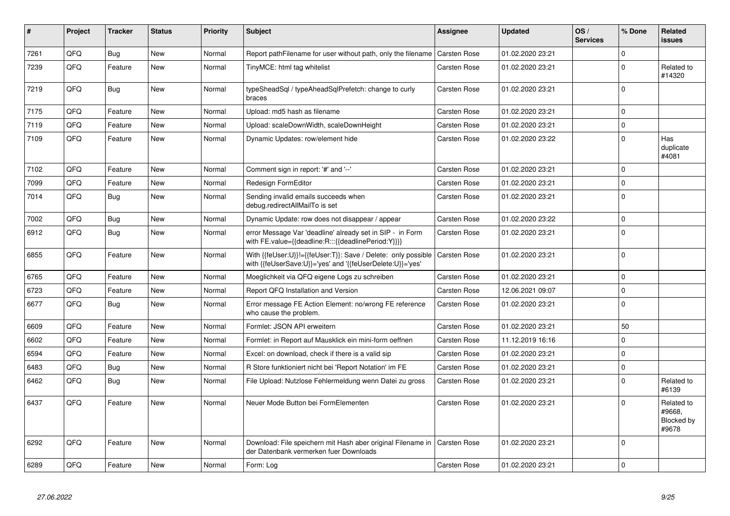| # | Project | Tracker | Status | Priority | Subject | Assignee | Updated | OS / Services | % Done | Related issues |
|---|---|---|---|---|---|---|---|---|---|---|
| 7261 | QFQ | Bug | New | Normal | Report pathFilename for user without path, only the filename | Carsten Rose | 01.02.2020 23:21 | | 0 | |
| 7239 | QFQ | Feature | New | Normal | TinyMCE: html tag whitelist | Carsten Rose | 01.02.2020 23:21 | | 0 | Related to #14320 |
| 7219 | QFQ | Bug | New | Normal | typeSheadSql / typeAheadSqlPrefetch: change to curly braces | Carsten Rose | 01.02.2020 23:21 | | 0 | |
| 7175 | QFQ | Feature | New | Normal | Upload: md5 hash as filename | Carsten Rose | 01.02.2020 23:21 | | 0 | |
| 7119 | QFQ | Feature | New | Normal | Upload: scaleDownWidth, scaleDownHeight | Carsten Rose | 01.02.2020 23:21 | | 0 | |
| 7109 | QFQ | Feature | New | Normal | Dynamic Updates: row/element hide | Carsten Rose | 01.02.2020 23:22 | | 0 | Has duplicate #4081 |
| 7102 | QFQ | Feature | New | Normal | Comment sign in report: '#' and '--' | Carsten Rose | 01.02.2020 23:21 | | 0 | |
| 7099 | QFQ | Feature | New | Normal | Redesign FormEditor | Carsten Rose | 01.02.2020 23:21 | | 0 | |
| 7014 | QFQ | Bug | New | Normal | Sending invalid emails succeeds when debug.redirectAllMailTo is set | Carsten Rose | 01.02.2020 23:21 | | 0 | |
| 7002 | QFQ | Bug | New | Normal | Dynamic Update: row does not disappear / appear | Carsten Rose | 01.02.2020 23:22 | | 0 | |
| 6912 | QFQ | Bug | New | Normal | error Message Var 'deadline' already set in SIP - in Form with FE.value={{deadline:R:::{{deadlinePeriod:Y}}}} | Carsten Rose | 01.02.2020 23:21 | | 0 | |
| 6855 | QFQ | Feature | New | Normal | With {{feUser:U}}!={{feUser:T}}: Save / Delete: only possible with {{feUserSave:U}}='yes' and '{{feUserDelete:U}}='yes' | Carsten Rose | 01.02.2020 23:21 | | 0 | |
| 6765 | QFQ | Feature | New | Normal | Moeglichkeit via QFQ eigene Logs zu schreiben | Carsten Rose | 01.02.2020 23:21 | | 0 | |
| 6723 | QFQ | Feature | New | Normal | Report QFQ Installation and Version | Carsten Rose | 12.06.2021 09:07 | | 0 | |
| 6677 | QFQ | Bug | New | Normal | Error message FE Action Element: no/wrong FE reference who cause the problem. | Carsten Rose | 01.02.2020 23:21 | | 0 | |
| 6609 | QFQ | Feature | New | Normal | Formlet: JSON API erweitern | Carsten Rose | 01.02.2020 23:21 | | 50 | |
| 6602 | QFQ | Feature | New | Normal | Formlet: in Report auf Mausklick ein mini-form oeffnen | Carsten Rose | 11.12.2019 16:16 | | 0 | |
| 6594 | QFQ | Feature | New | Normal | Excel: on download, check if there is a valid sip | Carsten Rose | 01.02.2020 23:21 | | 0 | |
| 6483 | QFQ | Bug | New | Normal | R Store funktioniert nicht bei 'Report Notation' im FE | Carsten Rose | 01.02.2020 23:21 | | 0 | |
| 6462 | QFQ | Bug | New | Normal | File Upload: Nutzlose Fehlermeldung wenn Datei zu gross | Carsten Rose | 01.02.2020 23:21 | | 0 | Related to #6139 |
| 6437 | QFQ | Feature | New | Normal | Neuer Mode Button bei FormElementen | Carsten Rose | 01.02.2020 23:21 | | 0 | Related to #9668, Blocked by #9678 |
| 6292 | QFQ | Feature | New | Normal | Download: File speichern mit Hash aber original Filename in der Datenbank vermerken fuer Downloads | Carsten Rose | 01.02.2020 23:21 | | 0 | |
| 6289 | QFQ | Feature | New | Normal | Form: Log | Carsten Rose | 01.02.2020 23:21 | | 0 | |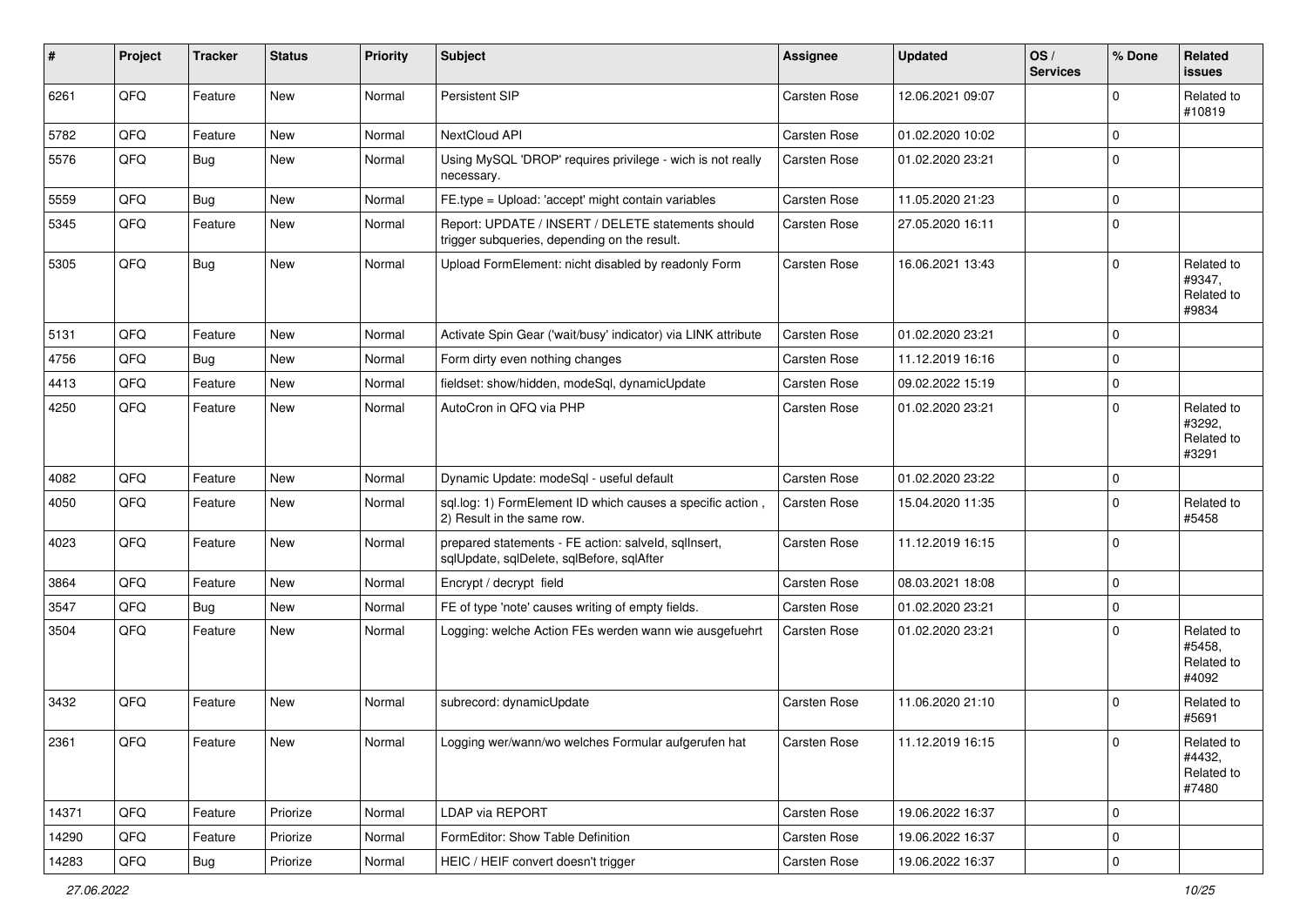| # | Project | Tracker | Status | Priority | Subject | Assignee | Updated | OS / Services | % Done | Related issues |
|---|---|---|---|---|---|---|---|---|---|---|
| 6261 | QFQ | Feature | New | Normal | Persistent SIP | Carsten Rose | 12.06.2021 09:07 | | 0 | Related to #10819 |
| 5782 | QFQ | Feature | New | Normal | NextCloud API | Carsten Rose | 01.02.2020 10:02 | | 0 | |
| 5576 | QFQ | Bug | New | Normal | Using MySQL 'DROP' requires privilege - wich is not really necessary. | Carsten Rose | 01.02.2020 23:21 | | 0 | |
| 5559 | QFQ | Bug | New | Normal | FE.type = Upload: 'accept' might contain variables | Carsten Rose | 11.05.2020 21:23 | | 0 | |
| 5345 | QFQ | Feature | New | Normal | Report: UPDATE / INSERT / DELETE statements should trigger subqueries, depending on the result. | Carsten Rose | 27.05.2020 16:11 | | 0 | |
| 5305 | QFQ | Bug | New | Normal | Upload FormElement: nicht disabled by readonly Form | Carsten Rose | 16.06.2021 13:43 | | 0 | Related to #9347, Related to #9834 |
| 5131 | QFQ | Feature | New | Normal | Activate Spin Gear ('wait/busy' indicator) via LINK attribute | Carsten Rose | 01.02.2020 23:21 | | 0 | |
| 4756 | QFQ | Bug | New | Normal | Form dirty even nothing changes | Carsten Rose | 11.12.2019 16:16 | | 0 | |
| 4413 | QFQ | Feature | New | Normal | fieldset: show/hidden, modeSql, dynamicUpdate | Carsten Rose | 09.02.2022 15:19 | | 0 | |
| 4250 | QFQ | Feature | New | Normal | AutoCron in QFQ via PHP | Carsten Rose | 01.02.2020 23:21 | | 0 | Related to #3292, Related to #3291 |
| 4082 | QFQ | Feature | New | Normal | Dynamic Update: modeSql - useful default | Carsten Rose | 01.02.2020 23:22 | | 0 | |
| 4050 | QFQ | Feature | New | Normal | sql.log: 1) FormElement ID which causes a specific action , 2) Result in the same row. | Carsten Rose | 15.04.2020 11:35 | | 0 | Related to #5458 |
| 4023 | QFQ | Feature | New | Normal | prepared statements - FE action: salveld, sqlInsert, sqlUpdate, sqlDelete, sqlBefore, sqlAfter | Carsten Rose | 11.12.2019 16:15 | | 0 | |
| 3864 | QFQ | Feature | New | Normal | Encrypt / decrypt field | Carsten Rose | 08.03.2021 18:08 | | 0 | |
| 3547 | QFQ | Bug | New | Normal | FE of type 'note' causes writing of empty fields. | Carsten Rose | 01.02.2020 23:21 | | 0 | |
| 3504 | QFQ | Feature | New | Normal | Logging: welche Action FEs werden wann wie ausgefuehrt | Carsten Rose | 01.02.2020 23:21 | | 0 | Related to #5458, Related to #4092 |
| 3432 | QFQ | Feature | New | Normal | subrecord: dynamicUpdate | Carsten Rose | 11.06.2020 21:10 | | 0 | Related to #5691 |
| 2361 | QFQ | Feature | New | Normal | Logging wer/wann/wo welches Formular aufgerufen hat | Carsten Rose | 11.12.2019 16:15 | | 0 | Related to #4432, Related to #7480 |
| 14371 | QFQ | Feature | Priorize | Normal | LDAP via REPORT | Carsten Rose | 19.06.2022 16:37 | | 0 | |
| 14290 | QFQ | Feature | Priorize | Normal | FormEditor: Show Table Definition | Carsten Rose | 19.06.2022 16:37 | | 0 | |
| 14283 | QFQ | Bug | Priorize | Normal | HEIC / HEIF convert doesn't trigger | Carsten Rose | 19.06.2022 16:37 | | 0 | |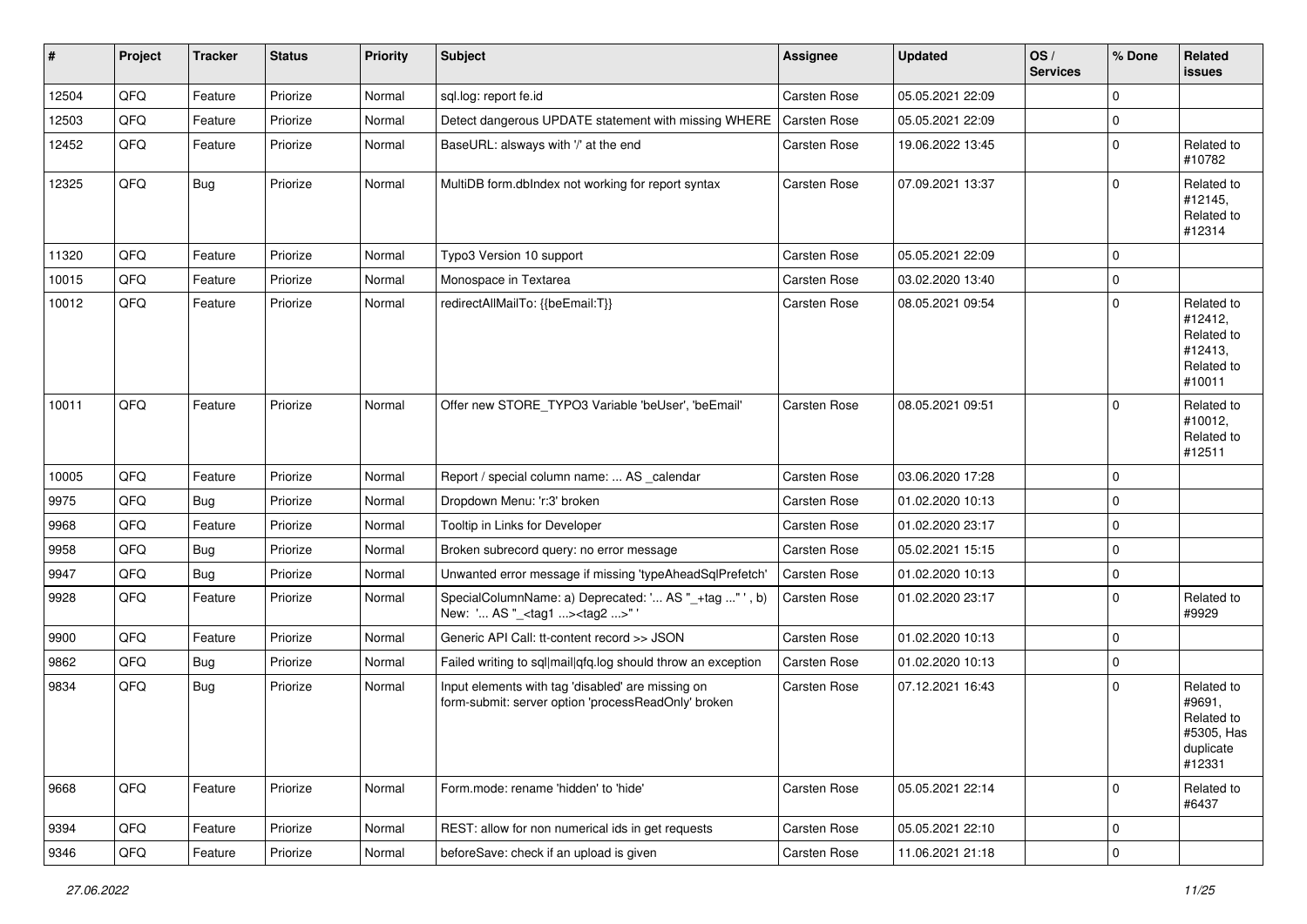| # | Project | Tracker | Status | Priority | Subject | Assignee | Updated | OS / Services | % Done | Related issues |
|---|---|---|---|---|---|---|---|---|---|---|
| 12504 | QFQ | Feature | Priorize | Normal | sql.log: report fe.id | Carsten Rose | 05.05.2021 22:09 | | 0 | |
| 12503 | QFQ | Feature | Priorize | Normal | Detect dangerous UPDATE statement with missing WHERE | Carsten Rose | 05.05.2021 22:09 | | 0 | |
| 12452 | QFQ | Feature | Priorize | Normal | BaseURL: alsways with '/' at the end | Carsten Rose | 19.06.2022 13:45 | | 0 | Related to #10782 |
| 12325 | QFQ | Bug | Priorize | Normal | MultiDB form.dbIndex not working for report syntax | Carsten Rose | 07.09.2021 13:37 | | 0 | Related to #12145, Related to #12314 |
| 11320 | QFQ | Feature | Priorize | Normal | Typo3 Version 10 support | Carsten Rose | 05.05.2021 22:09 | | 0 | |
| 10015 | QFQ | Feature | Priorize | Normal | Monospace in Textarea | Carsten Rose | 03.02.2020 13:40 | | 0 | |
| 10012 | QFQ | Feature | Priorize | Normal | redirectAllMailTo: {{beEmail:T}} | Carsten Rose | 08.05.2021 09:54 | | 0 | Related to #12412, Related to #12413, Related to #10011 |
| 10011 | QFQ | Feature | Priorize | Normal | Offer new STORE_TYPO3 Variable 'beUser', 'beEmail' | Carsten Rose | 08.05.2021 09:51 | | 0 | Related to #10012, Related to #12511 |
| 10005 | QFQ | Feature | Priorize | Normal | Report / special column name: ... AS _calendar | Carsten Rose | 03.06.2020 17:28 | | 0 | |
| 9975 | QFQ | Bug | Priorize | Normal | Dropdown Menu: 'r:3' broken | Carsten Rose | 01.02.2020 10:13 | | 0 | |
| 9968 | QFQ | Feature | Priorize | Normal | Tooltip in Links for Developer | Carsten Rose | 01.02.2020 23:17 | | 0 | |
| 9958 | QFQ | Bug | Priorize | Normal | Broken subrecord query: no error message | Carsten Rose | 05.02.2021 15:15 | | 0 | |
| 9947 | QFQ | Bug | Priorize | Normal | Unwanted error message if missing 'typeAheadSqlPrefetch' | Carsten Rose | 01.02.2020 10:13 | | 0 | |
| 9928 | QFQ | Feature | Priorize | Normal | SpecialColumnName: a) Deprecated: '... AS "_+tag ..." ', b) New: '... AS "_<tag1 ...><tag2 ...>" ' | Carsten Rose | 01.02.2020 23:17 | | 0 | Related to #9929 |
| 9900 | QFQ | Feature | Priorize | Normal | Generic API Call: tt-content record >> JSON | Carsten Rose | 01.02.2020 10:13 | | 0 | |
| 9862 | QFQ | Bug | Priorize | Normal | Failed writing to sql\|mail\|qfq.log should throw an exception | Carsten Rose | 01.02.2020 10:13 | | 0 | |
| 9834 | QFQ | Bug | Priorize | Normal | Input elements with tag 'disabled' are missing on form-submit: server option 'processReadOnly' broken | Carsten Rose | 07.12.2021 16:43 | | 0 | Related to #9691, Related to #5305, Has duplicate #12331 |
| 9668 | QFQ | Feature | Priorize | Normal | Form.mode: rename 'hidden' to 'hide' | Carsten Rose | 05.05.2021 22:14 | | 0 | Related to #6437 |
| 9394 | QFQ | Feature | Priorize | Normal | REST: allow for non numerical ids in get requests | Carsten Rose | 05.05.2021 22:10 | | 0 | |
| 9346 | QFQ | Feature | Priorize | Normal | beforeSave: check if an upload is given | Carsten Rose | 11.06.2021 21:18 | | 0 | |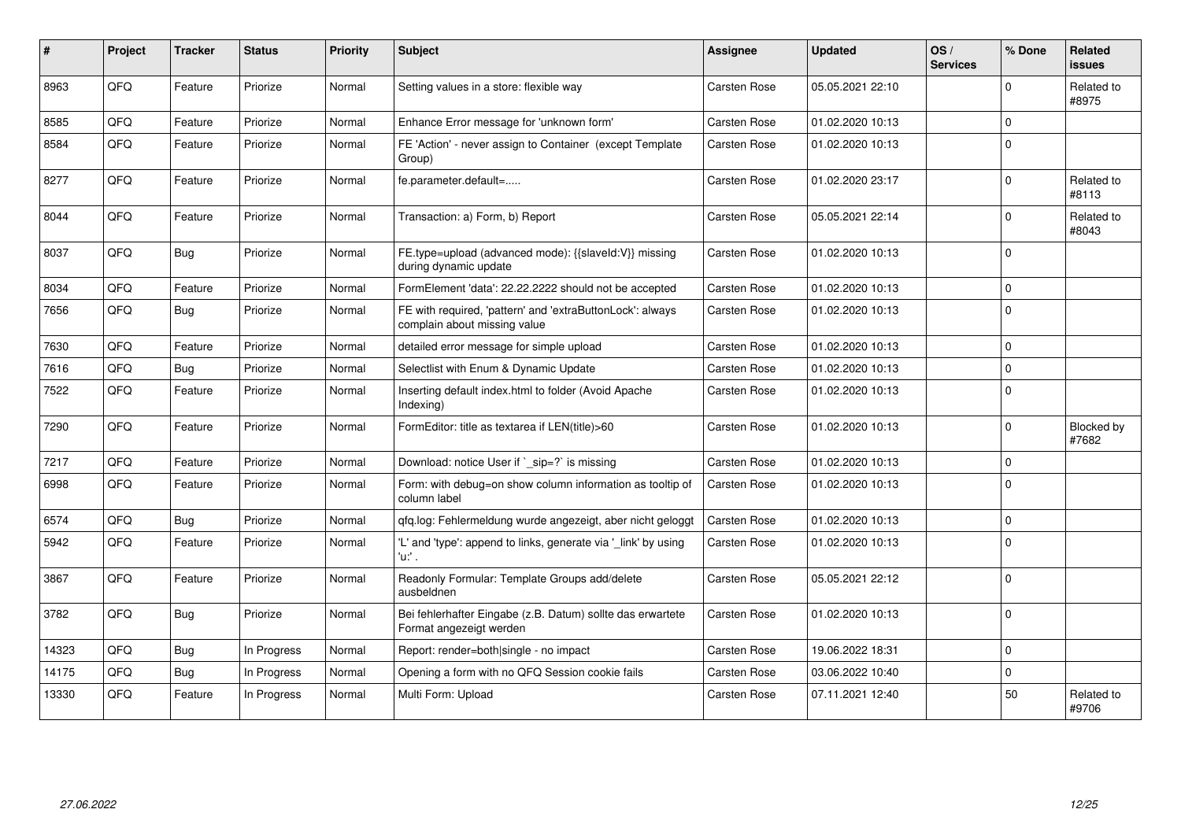| # | Project | Tracker | Status | Priority | Subject | Assignee | Updated | OS / Services | % Done | Related issues |
|---|---|---|---|---|---|---|---|---|---|---|
| 8963 | QFQ | Feature | Priorize | Normal | Setting values in a store: flexible way | Carsten Rose | 05.05.2021 22:10 | | 0 | Related to #8975 |
| 8585 | QFQ | Feature | Priorize | Normal | Enhance Error message for 'unknown form' | Carsten Rose | 01.02.2020 10:13 | | 0 | |
| 8584 | QFQ | Feature | Priorize | Normal | FE 'Action' - never assign to Container (except Template Group) | Carsten Rose | 01.02.2020 10:13 | | 0 | |
| 8277 | QFQ | Feature | Priorize | Normal | fe.parameter.default=..... | Carsten Rose | 01.02.2020 23:17 | | 0 | Related to #8113 |
| 8044 | QFQ | Feature | Priorize | Normal | Transaction: a) Form, b) Report | Carsten Rose | 05.05.2021 22:14 | | 0 | Related to #8043 |
| 8037 | QFQ | Bug | Priorize | Normal | FE.type=upload (advanced mode): {{slaveId:V}} missing during dynamic update | Carsten Rose | 01.02.2020 10:13 | | 0 | |
| 8034 | QFQ | Feature | Priorize | Normal | FormElement 'data': 22.22.2222 should not be accepted | Carsten Rose | 01.02.2020 10:13 | | 0 | |
| 7656 | QFQ | Bug | Priorize | Normal | FE with required, 'pattern' and 'extraButtonLock': always complain about missing value | Carsten Rose | 01.02.2020 10:13 | | 0 | |
| 7630 | QFQ | Feature | Priorize | Normal | detailed error message for simple upload | Carsten Rose | 01.02.2020 10:13 | | 0 | |
| 7616 | QFQ | Bug | Priorize | Normal | Selectlist with Enum & Dynamic Update | Carsten Rose | 01.02.2020 10:13 | | 0 | |
| 7522 | QFQ | Feature | Priorize | Normal | Inserting default index.html to folder (Avoid Apache Indexing) | Carsten Rose | 01.02.2020 10:13 | | 0 | |
| 7290 | QFQ | Feature | Priorize | Normal | FormEditor: title as textarea if LEN(title)>60 | Carsten Rose | 01.02.2020 10:13 | | 0 | Blocked by #7682 |
| 7217 | QFQ | Feature | Priorize | Normal | Download: notice User if `_sip=?` is missing | Carsten Rose | 01.02.2020 10:13 | | 0 | |
| 6998 | QFQ | Feature | Priorize | Normal | Form: with debug=on show column information as tooltip of column label | Carsten Rose | 01.02.2020 10:13 | | 0 | |
| 6574 | QFQ | Bug | Priorize | Normal | qfq.log: Fehlermeldung wurde angezeigt, aber nicht geloggt | Carsten Rose | 01.02.2020 10:13 | | 0 | |
| 5942 | QFQ | Feature | Priorize | Normal | 'L' and 'type': append to links, generate via '_link' by using 'u:' . | Carsten Rose | 01.02.2020 10:13 | | 0 | |
| 3867 | QFQ | Feature | Priorize | Normal | Readonly Formular: Template Groups add/delete ausbeldnen | Carsten Rose | 05.05.2021 22:12 | | 0 | |
| 3782 | QFQ | Bug | Priorize | Normal | Bei fehlerhafter Eingabe (z.B. Datum) sollte das erwartete Format angezeigt werden | Carsten Rose | 01.02.2020 10:13 | | 0 | |
| 14323 | QFQ | Bug | In Progress | Normal | Report: render=both\|single - no impact | Carsten Rose | 19.06.2022 18:31 | | 0 | |
| 14175 | QFQ | Bug | In Progress | Normal | Opening a form with no QFQ Session cookie fails | Carsten Rose | 03.06.2022 10:40 | | 0 | |
| 13330 | QFQ | Feature | In Progress | Normal | Multi Form: Upload | Carsten Rose | 07.11.2021 12:40 | | 50 | Related to #9706 |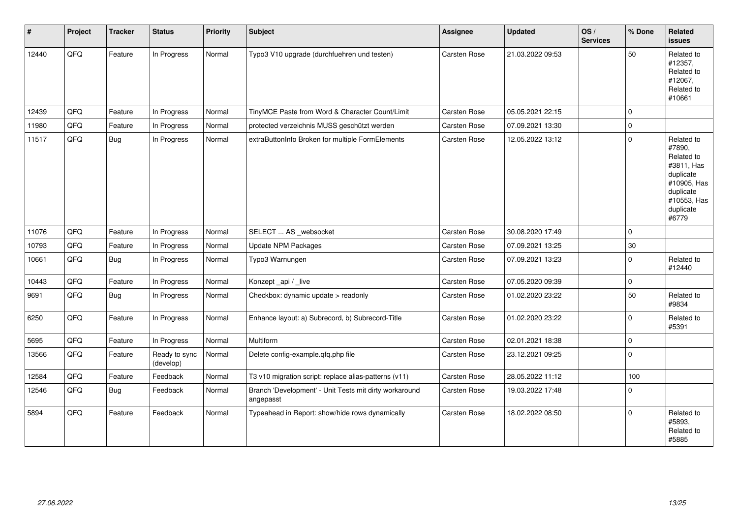| # | Project | Tracker | Status | Priority | Subject | Assignee | Updated | OS / Services | % Done | Related issues |
|---|---|---|---|---|---|---|---|---|---|---|
| 12440 | QFQ | Feature | In Progress | Normal | Typo3 V10 upgrade (durchfuehren und testen) | Carsten Rose | 21.03.2022 09:53 | | 50 | Related to #12357, Related to #12067, Related to #10661 |
| 12439 | QFQ | Feature | In Progress | Normal | TinyMCE Paste from Word & Character Count/Limit | Carsten Rose | 05.05.2021 22:15 | | 0 | |
| 11980 | QFQ | Feature | In Progress | Normal | protected verzeichnis MUSS geschützt werden | Carsten Rose | 07.09.2021 13:30 | | 0 | |
| 11517 | QFQ | Bug | In Progress | Normal | extraButtonInfo Broken for multiple FormElements | Carsten Rose | 12.05.2022 13:12 | | 0 | Related to #7890, Related to #3811, Has duplicate #10905, Has duplicate #10553, Has duplicate #6779 |
| 11076 | QFQ | Feature | In Progress | Normal | SELECT ... AS _websocket | Carsten Rose | 30.08.2020 17:49 | | 0 | |
| 10793 | QFQ | Feature | In Progress | Normal | Update NPM Packages | Carsten Rose | 07.09.2021 13:25 | | 30 | |
| 10661 | QFQ | Bug | In Progress | Normal | Typo3 Warnungen | Carsten Rose | 07.09.2021 13:23 | | 0 | Related to #12440 |
| 10443 | QFQ | Feature | In Progress | Normal | Konzept _api / _live | Carsten Rose | 07.05.2020 09:39 | | 0 | |
| 9691 | QFQ | Bug | In Progress | Normal | Checkbox: dynamic update > readonly | Carsten Rose | 01.02.2020 23:22 | | 50 | Related to #9834 |
| 6250 | QFQ | Feature | In Progress | Normal | Enhance layout: a) Subrecord, b) Subrecord-Title | Carsten Rose | 01.02.2020 23:22 | | 0 | Related to #5391 |
| 5695 | QFQ | Feature | In Progress | Normal | Multiform | Carsten Rose | 02.01.2021 18:38 | | 0 | |
| 13566 | QFQ | Feature | Ready to sync (develop) | Normal | Delete config-example.qfq.php file | Carsten Rose | 23.12.2021 09:25 | | 0 | |
| 12584 | QFQ | Feature | Feedback | Normal | T3 v10 migration script: replace alias-patterns (v11) | Carsten Rose | 28.05.2022 11:12 | | 100 | |
| 12546 | QFQ | Bug | Feedback | Normal | Branch 'Development' - Unit Tests mit dirty workaround angepasst | Carsten Rose | 19.03.2022 17:48 | | 0 | |
| 5894 | QFQ | Feature | Feedback | Normal | Typeahead in Report: show/hide rows dynamically | Carsten Rose | 18.02.2022 08:50 | | 0 | Related to #5893, Related to #5885 |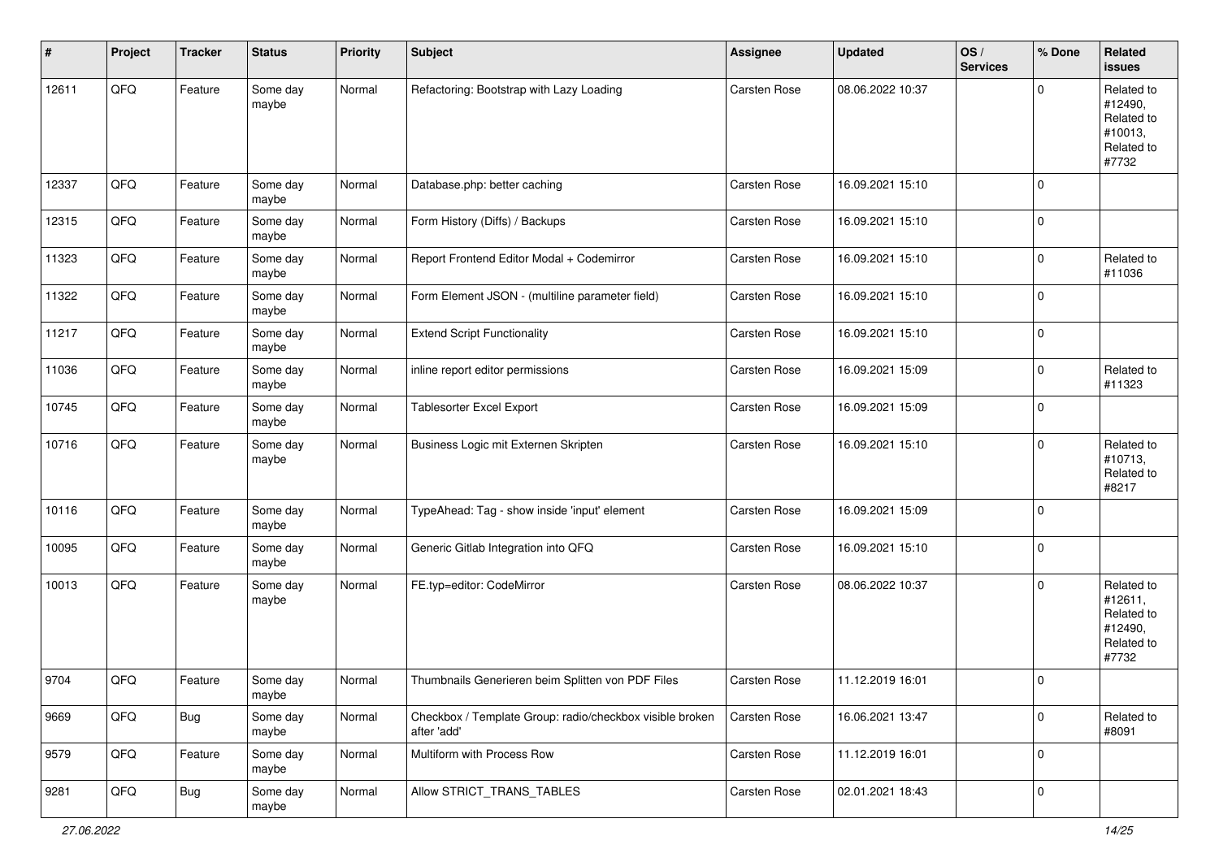| # | Project | Tracker | Status | Priority | Subject | Assignee | Updated | OS / Services | % Done | Related issues |
|---|---|---|---|---|---|---|---|---|---|---|
| 12611 | QFQ | Feature | Some day maybe | Normal | Refactoring: Bootstrap with Lazy Loading | Carsten Rose | 08.06.2022 10:37 | | 0 | Related to #12490, Related to #10013, Related to #7732 |
| 12337 | QFQ | Feature | Some day maybe | Normal | Database.php: better caching | Carsten Rose | 16.09.2021 15:10 | | 0 | |
| 12315 | QFQ | Feature | Some day maybe | Normal | Form History (Diffs) / Backups | Carsten Rose | 16.09.2021 15:10 | | 0 | |
| 11323 | QFQ | Feature | Some day maybe | Normal | Report Frontend Editor Modal + Codemirror | Carsten Rose | 16.09.2021 15:10 | | 0 | Related to #11036 |
| 11322 | QFQ | Feature | Some day maybe | Normal | Form Element JSON - (multiline parameter field) | Carsten Rose | 16.09.2021 15:10 | | 0 | |
| 11217 | QFQ | Feature | Some day maybe | Normal | Extend Script Functionality | Carsten Rose | 16.09.2021 15:10 | | 0 | |
| 11036 | QFQ | Feature | Some day maybe | Normal | inline report editor permissions | Carsten Rose | 16.09.2021 15:09 | | 0 | Related to #11323 |
| 10745 | QFQ | Feature | Some day maybe | Normal | Tablesorter Excel Export | Carsten Rose | 16.09.2021 15:09 | | 0 | |
| 10716 | QFQ | Feature | Some day maybe | Normal | Business Logic mit Externen Skripten | Carsten Rose | 16.09.2021 15:10 | | 0 | Related to #10713, Related to #8217 |
| 10116 | QFQ | Feature | Some day maybe | Normal | TypeAhead: Tag - show inside 'input' element | Carsten Rose | 16.09.2021 15:09 | | 0 | |
| 10095 | QFQ | Feature | Some day maybe | Normal | Generic Gitlab Integration into QFQ | Carsten Rose | 16.09.2021 15:10 | | 0 | |
| 10013 | QFQ | Feature | Some day maybe | Normal | FE.typ=editor: CodeMirror | Carsten Rose | 08.06.2022 10:37 | | 0 | Related to #12611, Related to #12490, Related to #7732 |
| 9704 | QFQ | Feature | Some day maybe | Normal | Thumbnails Generieren beim Splitten von PDF Files | Carsten Rose | 11.12.2019 16:01 | | 0 | |
| 9669 | QFQ | Bug | Some day maybe | Normal | Checkbox / Template Group: radio/checkbox visible broken after 'add' | Carsten Rose | 16.06.2021 13:47 | | 0 | Related to #8091 |
| 9579 | QFQ | Feature | Some day maybe | Normal | Multiform with Process Row | Carsten Rose | 11.12.2019 16:01 | | 0 | |
| 9281 | QFQ | Bug | Some day maybe | Normal | Allow STRICT_TRANS_TABLES | Carsten Rose | 02.01.2021 18:43 | | 0 | |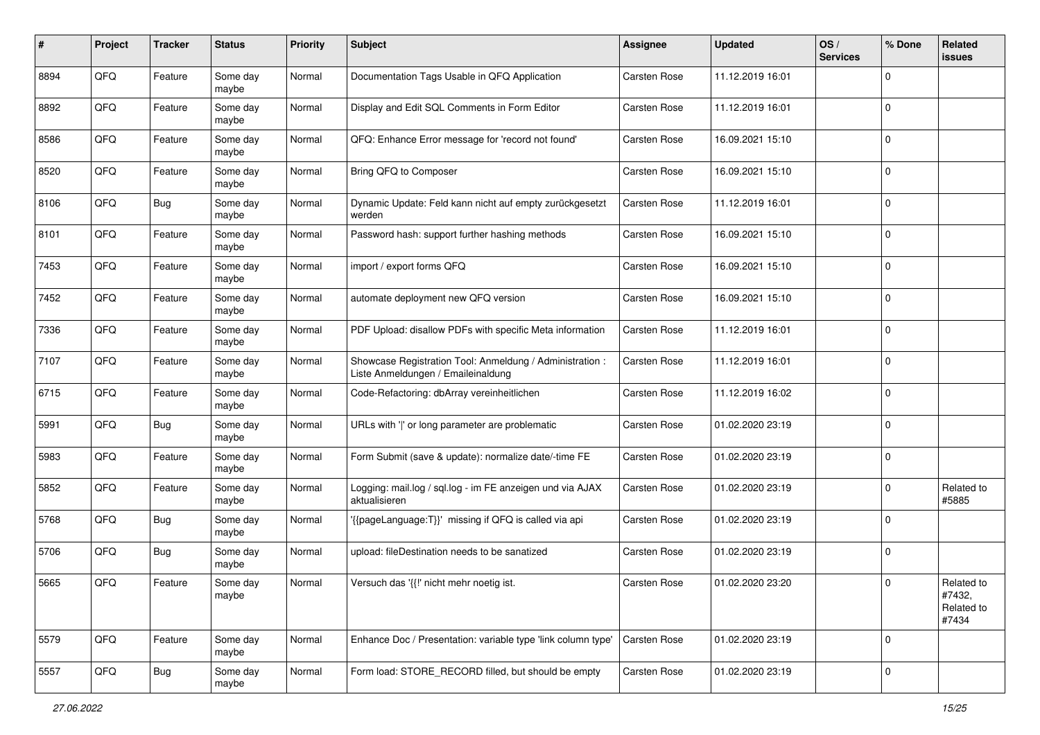| # | Project | Tracker | Status | Priority | Subject | Assignee | Updated | OS / Services | % Done | Related issues |
|---|---|---|---|---|---|---|---|---|---|---|
| 8894 | QFQ | Feature | Some day maybe | Normal | Documentation Tags Usable in QFQ Application | Carsten Rose | 11.12.2019 16:01 | | 0 | |
| 8892 | QFQ | Feature | Some day maybe | Normal | Display and Edit SQL Comments in Form Editor | Carsten Rose | 11.12.2019 16:01 | | 0 | |
| 8586 | QFQ | Feature | Some day maybe | Normal | QFQ: Enhance Error message for 'record not found' | Carsten Rose | 16.09.2021 15:10 | | 0 | |
| 8520 | QFQ | Feature | Some day maybe | Normal | Bring QFQ to Composer | Carsten Rose | 16.09.2021 15:10 | | 0 | |
| 8106 | QFQ | Bug | Some day maybe | Normal | Dynamic Update: Feld kann nicht auf empty zurückgesetzt werden | Carsten Rose | 11.12.2019 16:01 | | 0 | |
| 8101 | QFQ | Feature | Some day maybe | Normal | Password hash: support further hashing methods | Carsten Rose | 16.09.2021 15:10 | | 0 | |
| 7453 | QFQ | Feature | Some day maybe | Normal | import / export forms QFQ | Carsten Rose | 16.09.2021 15:10 | | 0 | |
| 7452 | QFQ | Feature | Some day maybe | Normal | automate deployment new QFQ version | Carsten Rose | 16.09.2021 15:10 | | 0 | |
| 7336 | QFQ | Feature | Some day maybe | Normal | PDF Upload: disallow PDFs with specific Meta information | Carsten Rose | 11.12.2019 16:01 | | 0 | |
| 7107 | QFQ | Feature | Some day maybe | Normal | Showcase Registration Tool: Anmeldung / Administration : Liste Anmeldungen / Emaileinaldung | Carsten Rose | 11.12.2019 16:01 | | 0 | |
| 6715 | QFQ | Feature | Some day maybe | Normal | Code-Refactoring: dbArray vereinheitlichen | Carsten Rose | 11.12.2019 16:02 | | 0 | |
| 5991 | QFQ | Bug | Some day maybe | Normal | URLs with '\|' or long parameter are problematic | Carsten Rose | 01.02.2020 23:19 | | 0 | |
| 5983 | QFQ | Feature | Some day maybe | Normal | Form Submit (save & update): normalize date/-time FE | Carsten Rose | 01.02.2020 23:19 | | 0 | |
| 5852 | QFQ | Feature | Some day maybe | Normal | Logging: mail.log / sql.log - im FE anzeigen und via AJAX aktualisieren | Carsten Rose | 01.02.2020 23:19 | | 0 | Related to #5885 |
| 5768 | QFQ | Bug | Some day maybe | Normal | '{{pageLanguage:T}}' missing if QFQ is called via api | Carsten Rose | 01.02.2020 23:19 | | 0 | |
| 5706 | QFQ | Bug | Some day maybe | Normal | upload: fileDestination needs to be sanatized | Carsten Rose | 01.02.2020 23:19 | | 0 | |
| 5665 | QFQ | Feature | Some day maybe | Normal | Versuch das '{{!' nicht mehr noetig ist. | Carsten Rose | 01.02.2020 23:20 | | 0 | Related to #7432, Related to #7434 |
| 5579 | QFQ | Feature | Some day maybe | Normal | Enhance Doc / Presentation: variable type 'link column type' | Carsten Rose | 01.02.2020 23:19 | | 0 | |
| 5557 | QFQ | Bug | Some day maybe | Normal | Form load: STORE_RECORD filled, but should be empty | Carsten Rose | 01.02.2020 23:19 | | 0 | |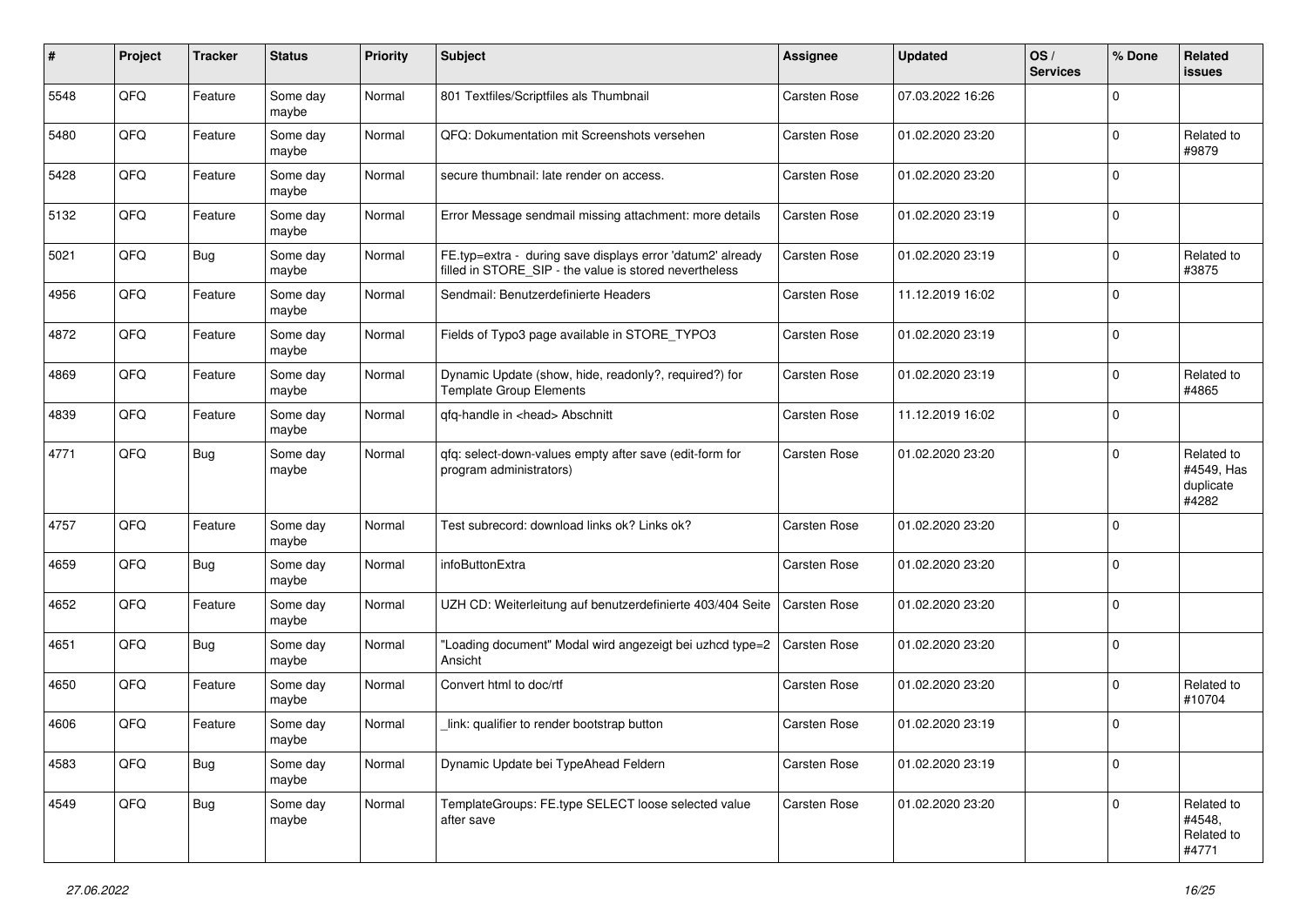| # | Project | Tracker | Status | Priority | Subject | Assignee | Updated | OS / Services | % Done | Related issues |
|---|---|---|---|---|---|---|---|---|---|---|
| 5548 | QFQ | Feature | Some day maybe | Normal | 801 Textfiles/Scriptfiles als Thumbnail | Carsten Rose | 07.03.2022 16:26 | | 0 | |
| 5480 | QFQ | Feature | Some day maybe | Normal | QFQ: Dokumentation mit Screenshots versehen | Carsten Rose | 01.02.2020 23:20 | | 0 | Related to #9879 |
| 5428 | QFQ | Feature | Some day maybe | Normal | secure thumbnail: late render on access. | Carsten Rose | 01.02.2020 23:20 | | 0 | |
| 5132 | QFQ | Feature | Some day maybe | Normal | Error Message sendmail missing attachment: more details | Carsten Rose | 01.02.2020 23:19 | | 0 | |
| 5021 | QFQ | Bug | Some day maybe | Normal | FE.typ=extra - during save displays error 'datum2' already filled in STORE_SIP - the value is stored nevertheless | Carsten Rose | 01.02.2020 23:19 | | 0 | Related to #3875 |
| 4956 | QFQ | Feature | Some day maybe | Normal | Sendmail: Benutzerdefinierte Headers | Carsten Rose | 11.12.2019 16:02 | | 0 | |
| 4872 | QFQ | Feature | Some day maybe | Normal | Fields of Typo3 page available in STORE_TYPO3 | Carsten Rose | 01.02.2020 23:19 | | 0 | |
| 4869 | QFQ | Feature | Some day maybe | Normal | Dynamic Update (show, hide, readonly?, required?) for Template Group Elements | Carsten Rose | 01.02.2020 23:19 | | 0 | Related to #4865 |
| 4839 | QFQ | Feature | Some day maybe | Normal | qfq-handle in <head> Abschnitt | Carsten Rose | 11.12.2019 16:02 | | 0 | |
| 4771 | QFQ | Bug | Some day maybe | Normal | qfq: select-down-values empty after save (edit-form for program administrators) | Carsten Rose | 01.02.2020 23:20 | | 0 | Related to #4549, Has duplicate #4282 |
| 4757 | QFQ | Feature | Some day maybe | Normal | Test subrecord: download links ok? Links ok? | Carsten Rose | 01.02.2020 23:20 | | 0 | |
| 4659 | QFQ | Bug | Some day maybe | Normal | infoButtonExtra | Carsten Rose | 01.02.2020 23:20 | | 0 | |
| 4652 | QFQ | Feature | Some day maybe | Normal | UZH CD: Weiterleitung auf benutzerdefinierte 403/404 Seite | Carsten Rose | 01.02.2020 23:20 | | 0 | |
| 4651 | QFQ | Bug | Some day maybe | Normal | "Loading document" Modal wird angezeigt bei uzhcd type=2 Ansicht | Carsten Rose | 01.02.2020 23:20 | | 0 | |
| 4650 | QFQ | Feature | Some day maybe | Normal | Convert html to doc/rtf | Carsten Rose | 01.02.2020 23:20 | | 0 | Related to #10704 |
| 4606 | QFQ | Feature | Some day maybe | Normal | _link: qualifier to render bootstrap button | Carsten Rose | 01.02.2020 23:19 | | 0 | |
| 4583 | QFQ | Bug | Some day maybe | Normal | Dynamic Update bei TypeAhead Feldern | Carsten Rose | 01.02.2020 23:19 | | 0 | |
| 4549 | QFQ | Bug | Some day maybe | Normal | TemplateGroups: FE.type SELECT loose selected value after save | Carsten Rose | 01.02.2020 23:20 | | 0 | Related to #4548, Related to #4771 |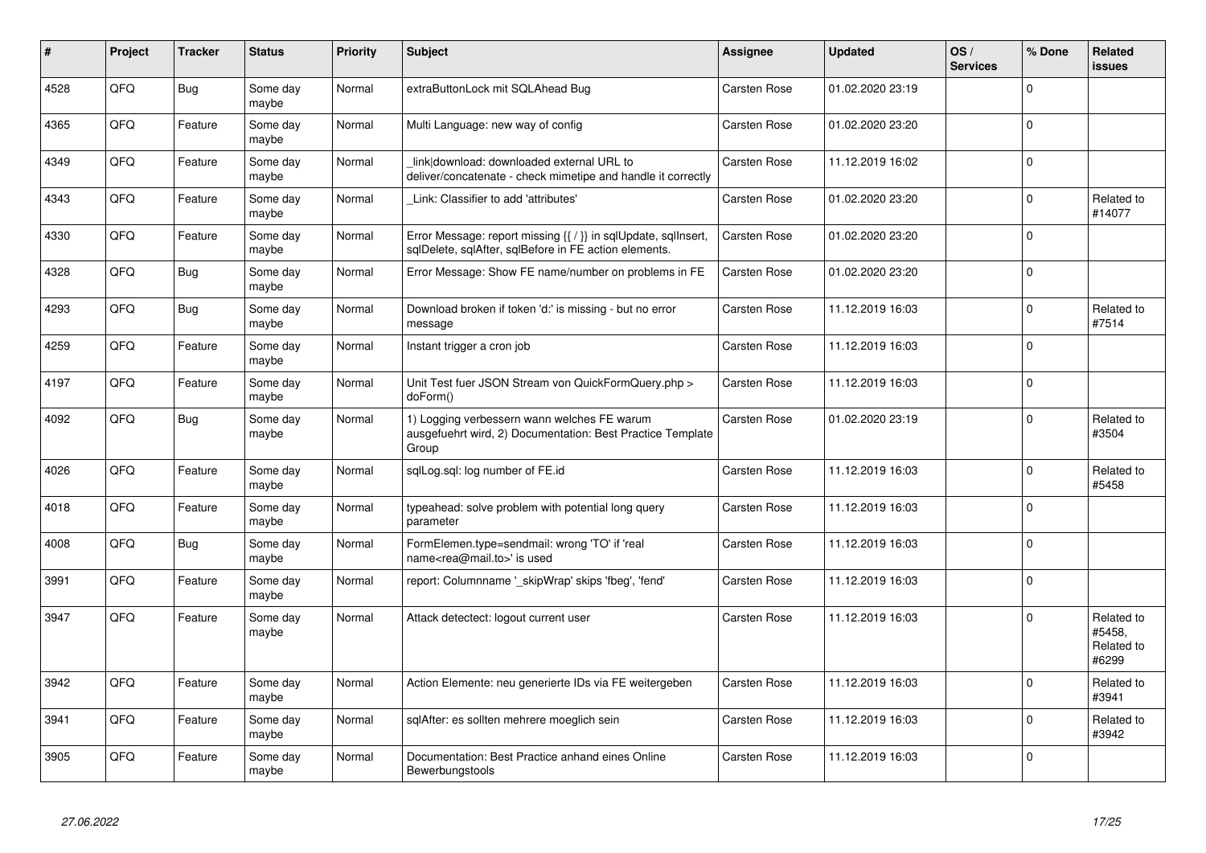| # | Project | Tracker | Status | Priority | Subject | Assignee | Updated | OS / Services | % Done | Related issues |
|---|---|---|---|---|---|---|---|---|---|---|
| 4528 | QFQ | Bug | Some day maybe | Normal | extraButtonLock mit SQLAhead Bug | Carsten Rose | 01.02.2020 23:19 | | 0 | |
| 4365 | QFQ | Feature | Some day maybe | Normal | Multi Language: new way of config | Carsten Rose | 01.02.2020 23:20 | | 0 | |
| 4349 | QFQ | Feature | Some day maybe | Normal | _link\|download: downloaded external URL to deliver/concatenate - check mimetipe and handle it correctly | Carsten Rose | 11.12.2019 16:02 | | 0 | |
| 4343 | QFQ | Feature | Some day maybe | Normal | _Link: Classifier to add 'attributes' | Carsten Rose | 01.02.2020 23:20 | | 0 | Related to #14077 |
| 4330 | QFQ | Feature | Some day maybe | Normal | Error Message: report missing {{ / }} in sqlUpdate, sqlInsert, sqlDelete, sqlAfter, sqlBefore in FE action elements. | Carsten Rose | 01.02.2020 23:20 | | 0 | |
| 4328 | QFQ | Bug | Some day maybe | Normal | Error Message: Show FE name/number on problems in FE | Carsten Rose | 01.02.2020 23:20 | | 0 | |
| 4293 | QFQ | Bug | Some day maybe | Normal | Download broken if token 'd:' is missing - but no error message | Carsten Rose | 11.12.2019 16:03 | | 0 | Related to #7514 |
| 4259 | QFQ | Feature | Some day maybe | Normal | Instant trigger a cron job | Carsten Rose | 11.12.2019 16:03 | | 0 | |
| 4197 | QFQ | Feature | Some day maybe | Normal | Unit Test fuer JSON Stream von QuickFormQuery.php > doForm() | Carsten Rose | 11.12.2019 16:03 | | 0 | |
| 4092 | QFQ | Bug | Some day maybe | Normal | 1) Logging verbessern wann welches FE warum ausgefuehrt wird, 2) Documentation: Best Practice Template Group | Carsten Rose | 01.02.2020 23:19 | | 0 | Related to #3504 |
| 4026 | QFQ | Feature | Some day maybe | Normal | sqlLog.sql: log number of FE.id | Carsten Rose | 11.12.2019 16:03 | | 0 | Related to #5458 |
| 4018 | QFQ | Feature | Some day maybe | Normal | typeahead: solve problem with potential long query parameter | Carsten Rose | 11.12.2019 16:03 | | 0 | |
| 4008 | QFQ | Bug | Some day maybe | Normal | FormElemen.type=sendmail: wrong 'TO' if 'real name<rea@mail.to>' is used | Carsten Rose | 11.12.2019 16:03 | | 0 | |
| 3991 | QFQ | Feature | Some day maybe | Normal | report: Columnname '_skipWrap' skips 'fbeg', 'fend' | Carsten Rose | 11.12.2019 16:03 | | 0 | |
| 3947 | QFQ | Feature | Some day maybe | Normal | Attack detectect: logout current user | Carsten Rose | 11.12.2019 16:03 | | 0 | Related to #5458, Related to #6299 |
| 3942 | QFQ | Feature | Some day maybe | Normal | Action Elemente: neu generierte IDs via FE weitergeben | Carsten Rose | 11.12.2019 16:03 | | 0 | Related to #3941 |
| 3941 | QFQ | Feature | Some day maybe | Normal | sqlAfter: es sollten mehrere moeglich sein | Carsten Rose | 11.12.2019 16:03 | | 0 | Related to #3942 |
| 3905 | QFQ | Feature | Some day maybe | Normal | Documentation: Best Practice anhand eines Online Bewerbungstools | Carsten Rose | 11.12.2019 16:03 | | 0 | |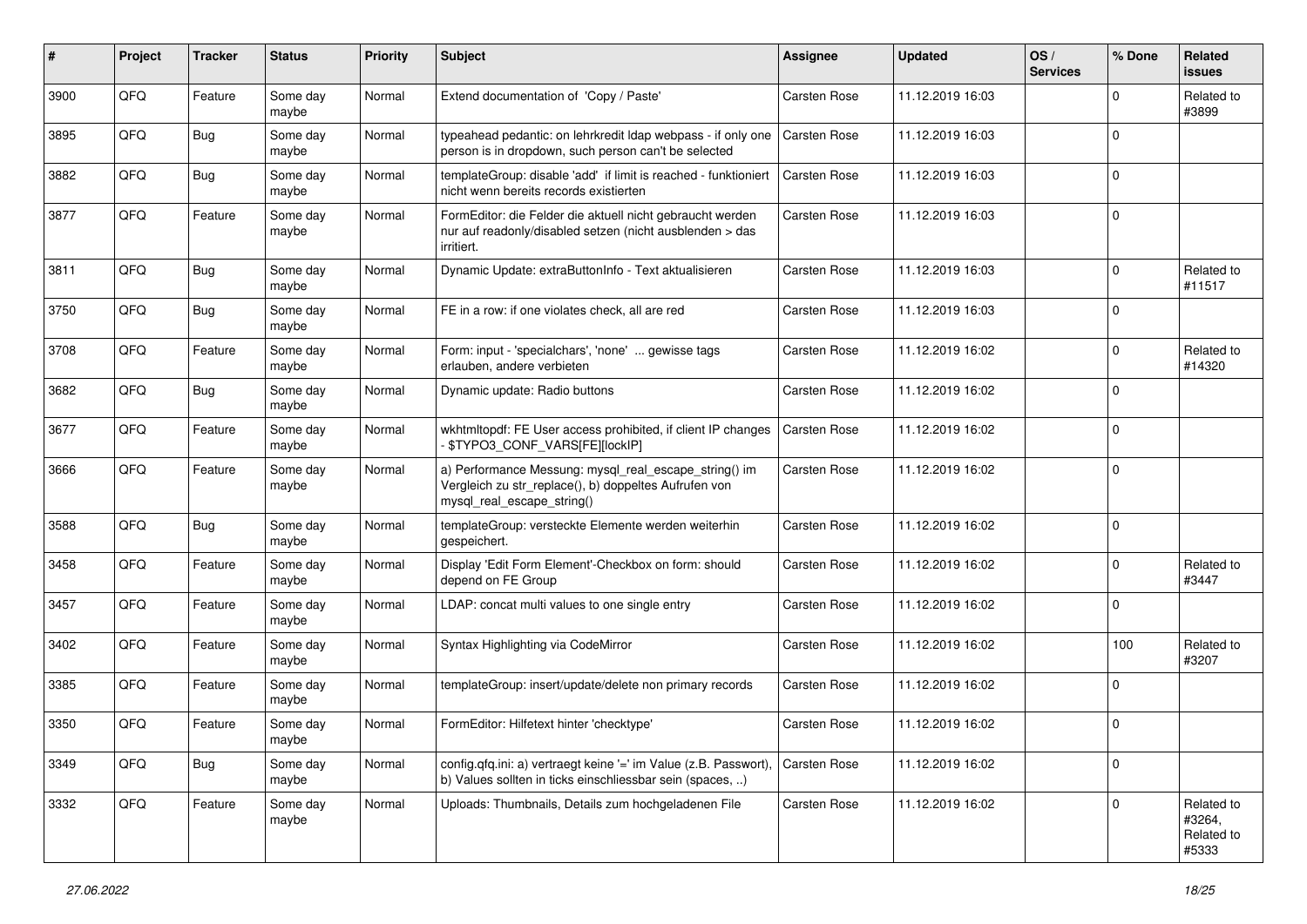| # | Project | Tracker | Status | Priority | Subject | Assignee | Updated | OS / Services | % Done | Related issues |
|---|---|---|---|---|---|---|---|---|---|---|
| 3900 | QFQ | Feature | Some day maybe | Normal | Extend documentation of 'Copy / Paste' | Carsten Rose | 11.12.2019 16:03 | | 0 | Related to #3899 |
| 3895 | QFQ | Bug | Some day maybe | Normal | typeahead pedantic: on lehrkredit ldap webpass - if only one person is in dropdown, such person can't be selected | Carsten Rose | 11.12.2019 16:03 | | 0 | |
| 3882 | QFQ | Bug | Some day maybe | Normal | templateGroup: disable 'add' if limit is reached - funktioniert nicht wenn bereits records existierten | Carsten Rose | 11.12.2019 16:03 | | 0 | |
| 3877 | QFQ | Feature | Some day maybe | Normal | FormEditor: die Felder die aktuell nicht gebraucht werden nur auf readonly/disabled setzen (nicht ausblenden > das irritiert. | Carsten Rose | 11.12.2019 16:03 | | 0 | |
| 3811 | QFQ | Bug | Some day maybe | Normal | Dynamic Update: extraButtonInfo - Text aktualisieren | Carsten Rose | 11.12.2019 16:03 | | 0 | Related to #11517 |
| 3750 | QFQ | Bug | Some day maybe | Normal | FE in a row: if one violates check, all are red | Carsten Rose | 11.12.2019 16:03 | | 0 | |
| 3708 | QFQ | Feature | Some day maybe | Normal | Form: input - 'specialchars', 'none' ... gewisse tags erlauben, andere verbieten | Carsten Rose | 11.12.2019 16:02 | | 0 | Related to #14320 |
| 3682 | QFQ | Bug | Some day maybe | Normal | Dynamic update: Radio buttons | Carsten Rose | 11.12.2019 16:02 | | 0 | |
| 3677 | QFQ | Feature | Some day maybe | Normal | wkhtmltopdf: FE User access prohibited, if client IP changes - $TYPO3_CONF_VARS[FE][lockIP] | Carsten Rose | 11.12.2019 16:02 | | 0 | |
| 3666 | QFQ | Feature | Some day maybe | Normal | a) Performance Messung: mysql_real_escape_string() im Vergleich zu str_replace(), b) doppeltes Aufrufen von mysql_real_escape_string() | Carsten Rose | 11.12.2019 16:02 | | 0 | |
| 3588 | QFQ | Bug | Some day maybe | Normal | templateGroup: versteckte Elemente werden weiterhin gespeichert. | Carsten Rose | 11.12.2019 16:02 | | 0 | |
| 3458 | QFQ | Feature | Some day maybe | Normal | Display 'Edit Form Element'-Checkbox on form: should depend on FE Group | Carsten Rose | 11.12.2019 16:02 | | 0 | Related to #3447 |
| 3457 | QFQ | Feature | Some day maybe | Normal | LDAP: concat multi values to one single entry | Carsten Rose | 11.12.2019 16:02 | | 0 | |
| 3402 | QFQ | Feature | Some day maybe | Normal | Syntax Highlighting via CodeMirror | Carsten Rose | 11.12.2019 16:02 | | 100 | Related to #3207 |
| 3385 | QFQ | Feature | Some day maybe | Normal | templateGroup: insert/update/delete non primary records | Carsten Rose | 11.12.2019 16:02 | | 0 | |
| 3350 | QFQ | Feature | Some day maybe | Normal | FormEditor: Hilfetext hinter 'checktype' | Carsten Rose | 11.12.2019 16:02 | | 0 | |
| 3349 | QFQ | Bug | Some day maybe | Normal | config.qfq.ini: a) vertraegt keine '=' im Value (z.B. Passwort), b) Values sollten in ticks einschliessbar sein (spaces, ..) | Carsten Rose | 11.12.2019 16:02 | | 0 | |
| 3332 | QFQ | Feature | Some day maybe | Normal | Uploads: Thumbnails, Details zum hochgeladenen File | Carsten Rose | 11.12.2019 16:02 | | 0 | Related to #3264, Related to #5333 |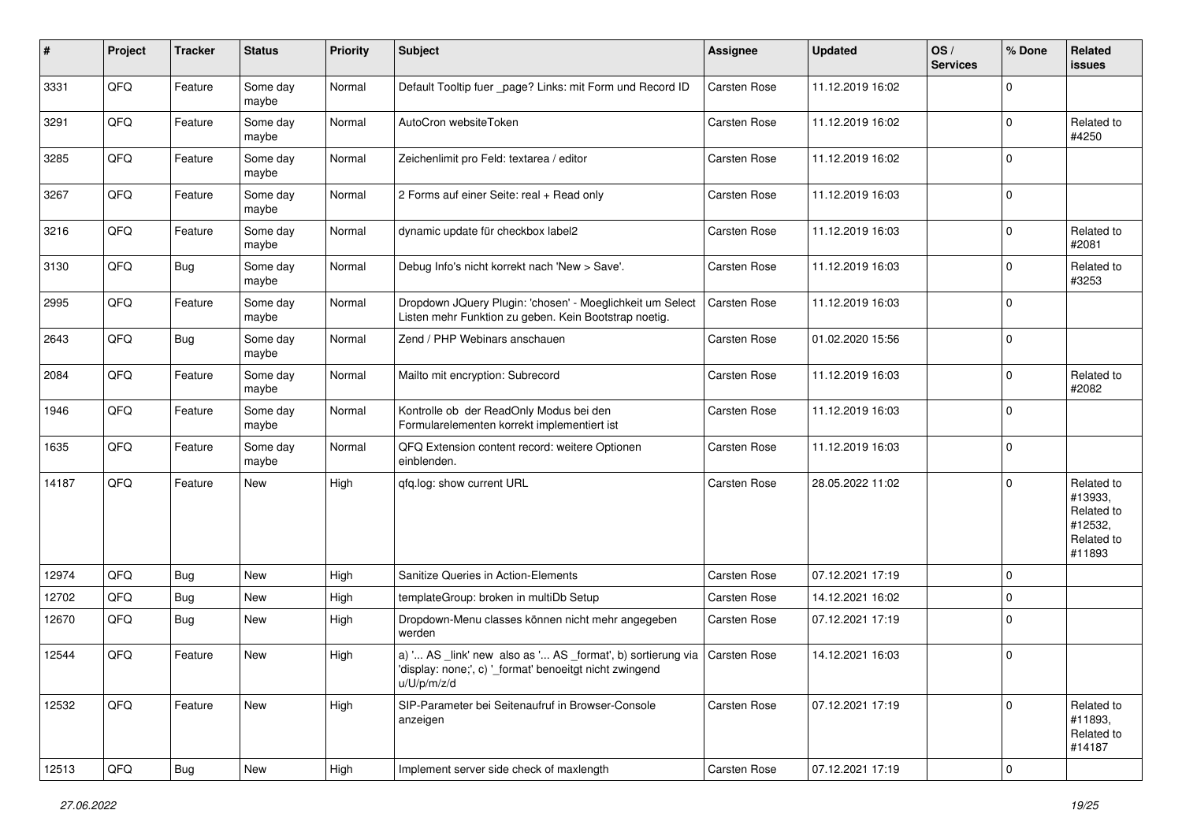| # | Project | Tracker | Status | Priority | Subject | Assignee | Updated | OS / Services | % Done | Related issues |
|---|---|---|---|---|---|---|---|---|---|---|
| 3331 | QFQ | Feature | Some day maybe | Normal | Default Tooltip fuer _page? Links: mit Form und Record ID | Carsten Rose | 11.12.2019 16:02 | | 0 | |
| 3291 | QFQ | Feature | Some day maybe | Normal | AutoCron websiteToken | Carsten Rose | 11.12.2019 16:02 | | 0 | Related to #4250 |
| 3285 | QFQ | Feature | Some day maybe | Normal | Zeichenlimit pro Feld: textarea / editor | Carsten Rose | 11.12.2019 16:02 | | 0 | |
| 3267 | QFQ | Feature | Some day maybe | Normal | 2 Forms auf einer Seite: real + Read only | Carsten Rose | 11.12.2019 16:03 | | 0 | |
| 3216 | QFQ | Feature | Some day maybe | Normal | dynamic update für checkbox label2 | Carsten Rose | 11.12.2019 16:03 | | 0 | Related to #2081 |
| 3130 | QFQ | Bug | Some day maybe | Normal | Debug Info's nicht korrekt nach 'New > Save'. | Carsten Rose | 11.12.2019 16:03 | | 0 | Related to #3253 |
| 2995 | QFQ | Feature | Some day maybe | Normal | Dropdown JQuery Plugin: 'chosen' - Moeglichkeit um Select Listen mehr Funktion zu geben. Kein Bootstrap noetig. | Carsten Rose | 11.12.2019 16:03 | | 0 | |
| 2643 | QFQ | Bug | Some day maybe | Normal | Zend / PHP Webinars anschauen | Carsten Rose | 01.02.2020 15:56 | | 0 | |
| 2084 | QFQ | Feature | Some day maybe | Normal | Mailto mit encryption: Subrecord | Carsten Rose | 11.12.2019 16:03 | | 0 | Related to #2082 |
| 1946 | QFQ | Feature | Some day maybe | Normal | Kontrolle ob der ReadOnly Modus bei den Formularelementen korrekt implementiert ist | Carsten Rose | 11.12.2019 16:03 | | 0 | |
| 1635 | QFQ | Feature | Some day maybe | Normal | QFQ Extension content record: weitere Optionen einblenden. | Carsten Rose | 11.12.2019 16:03 | | 0 | |
| 14187 | QFQ | Feature | New | High | qfq.log: show current URL | Carsten Rose | 28.05.2022 11:02 | | 0 | Related to #13933, Related to #12532, Related to #11893 |
| 12974 | QFQ | Bug | New | High | Sanitize Queries in Action-Elements | Carsten Rose | 07.12.2021 17:19 | | 0 | |
| 12702 | QFQ | Bug | New | High | templateGroup: broken in multiDb Setup | Carsten Rose | 14.12.2021 16:02 | | 0 | |
| 12670 | QFQ | Bug | New | High | Dropdown-Menu classes können nicht mehr angegeben werden | Carsten Rose | 07.12.2021 17:19 | | 0 | |
| 12544 | QFQ | Feature | New | High | a) '... AS _link' new also as '... AS _format', b) sortierung via 'display: none;', c) '_format' benoeitgt nicht zwingend u/U/p/m/z/d | Carsten Rose | 14.12.2021 16:03 | | 0 | |
| 12532 | QFQ | Feature | New | High | SIP-Parameter bei Seitenaufruf in Browser-Console anzeigen | Carsten Rose | 07.12.2021 17:19 | | 0 | Related to #11893, Related to #14187 |
| 12513 | QFQ | Bug | New | High | Implement server side check of maxlength | Carsten Rose | 07.12.2021 17:19 | | 0 | |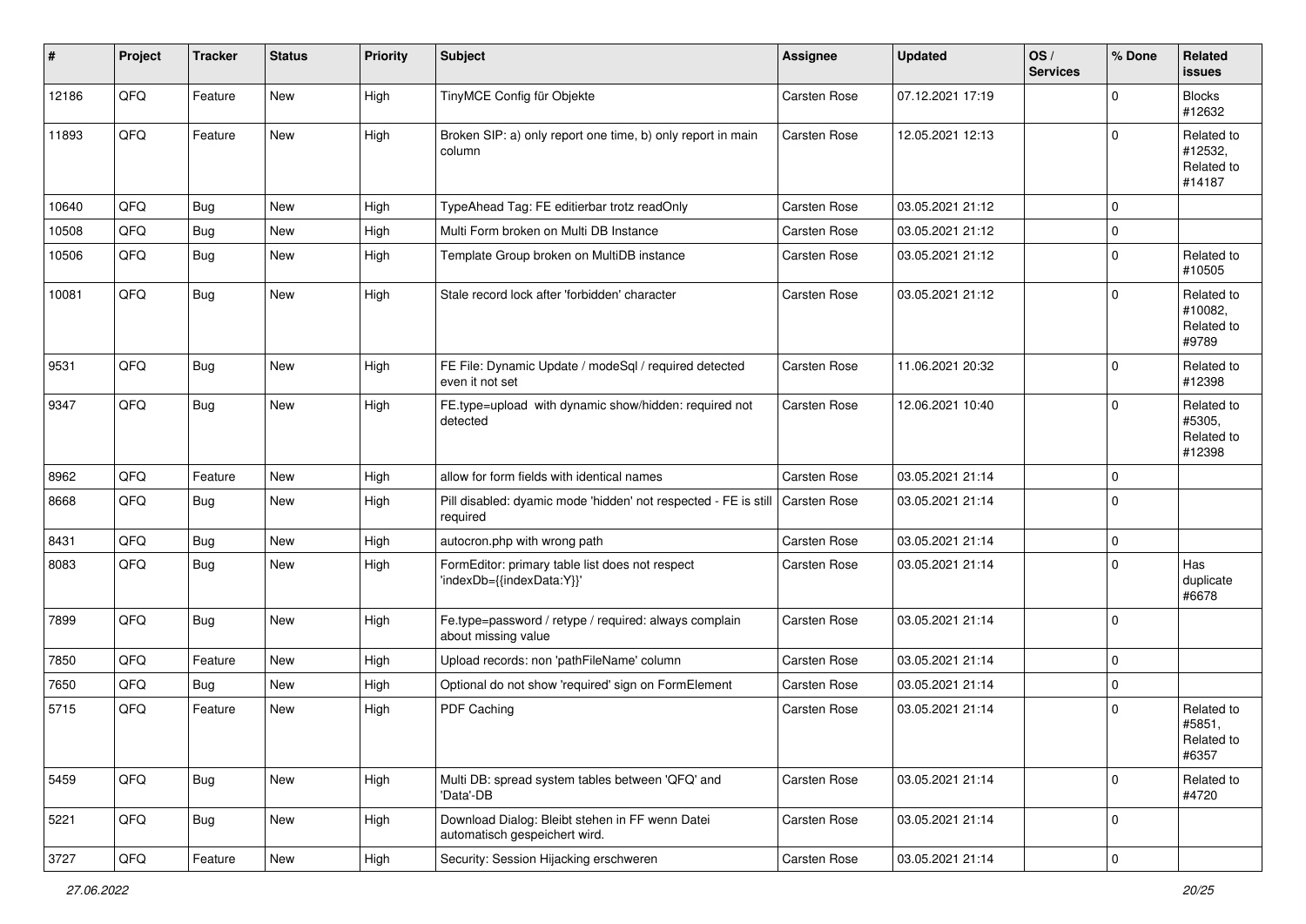| # | Project | Tracker | Status | Priority | Subject | Assignee | Updated | OS / Services | % Done | Related issues |
|---|---|---|---|---|---|---|---|---|---|---|
| 12186 | QFQ | Feature | New | High | TinyMCE Config für Objekte | Carsten Rose | 07.12.2021 17:19 | | 0 | Blocks #12632 |
| 11893 | QFQ | Feature | New | High | Broken SIP: a) only report one time, b) only report in main column | Carsten Rose | 12.05.2021 12:13 | | 0 | Related to #12532, Related to #14187 |
| 10640 | QFQ | Bug | New | High | TypeAhead Tag: FE editierbar trotz readOnly | Carsten Rose | 03.05.2021 21:12 | | 0 | |
| 10508 | QFQ | Bug | New | High | Multi Form broken on Multi DB Instance | Carsten Rose | 03.05.2021 21:12 | | 0 | |
| 10506 | QFQ | Bug | New | High | Template Group broken on MultiDB instance | Carsten Rose | 03.05.2021 21:12 | | 0 | Related to #10505 |
| 10081 | QFQ | Bug | New | High | Stale record lock after 'forbidden' character | Carsten Rose | 03.05.2021 21:12 | | 0 | Related to #10082, Related to #9789 |
| 9531 | QFQ | Bug | New | High | FE File: Dynamic Update / modeSql / required detected even it not set | Carsten Rose | 11.06.2021 20:32 | | 0 | Related to #12398 |
| 9347 | QFQ | Bug | New | High | FE.type=upload with dynamic show/hidden: required not detected | Carsten Rose | 12.06.2021 10:40 | | 0 | Related to #5305, Related to #12398 |
| 8962 | QFQ | Feature | New | High | allow for form fields with identical names | Carsten Rose | 03.05.2021 21:14 | | 0 | |
| 8668 | QFQ | Bug | New | High | Pill disabled: dyamic mode 'hidden' not respected - FE is still required | Carsten Rose | 03.05.2021 21:14 | | 0 | |
| 8431 | QFQ | Bug | New | High | autocron.php with wrong path | Carsten Rose | 03.05.2021 21:14 | | 0 | |
| 8083 | QFQ | Bug | New | High | FormEditor: primary table list does not respect 'indexDb={{indexData:Y}}' | Carsten Rose | 03.05.2021 21:14 | | 0 | Has duplicate #6678 |
| 7899 | QFQ | Bug | New | High | Fe.type=password / retype / required: always complain about missing value | Carsten Rose | 03.05.2021 21:14 | | 0 | |
| 7850 | QFQ | Feature | New | High | Upload records: non 'pathFileName' column | Carsten Rose | 03.05.2021 21:14 | | 0 | |
| 7650 | QFQ | Bug | New | High | Optional do not show 'required' sign on FormElement | Carsten Rose | 03.05.2021 21:14 | | 0 | |
| 5715 | QFQ | Feature | New | High | PDF Caching | Carsten Rose | 03.05.2021 21:14 | | 0 | Related to #5851, Related to #6357 |
| 5459 | QFQ | Bug | New | High | Multi DB: spread system tables between 'QFQ' and 'Data'-DB | Carsten Rose | 03.05.2021 21:14 | | 0 | Related to #4720 |
| 5221 | QFQ | Bug | New | High | Download Dialog: Bleibt stehen in FF wenn Datei automatisch gespeichert wird. | Carsten Rose | 03.05.2021 21:14 | | 0 | |
| 3727 | QFQ | Feature | New | High | Security: Session Hijacking erschweren | Carsten Rose | 03.05.2021 21:14 | | 0 | |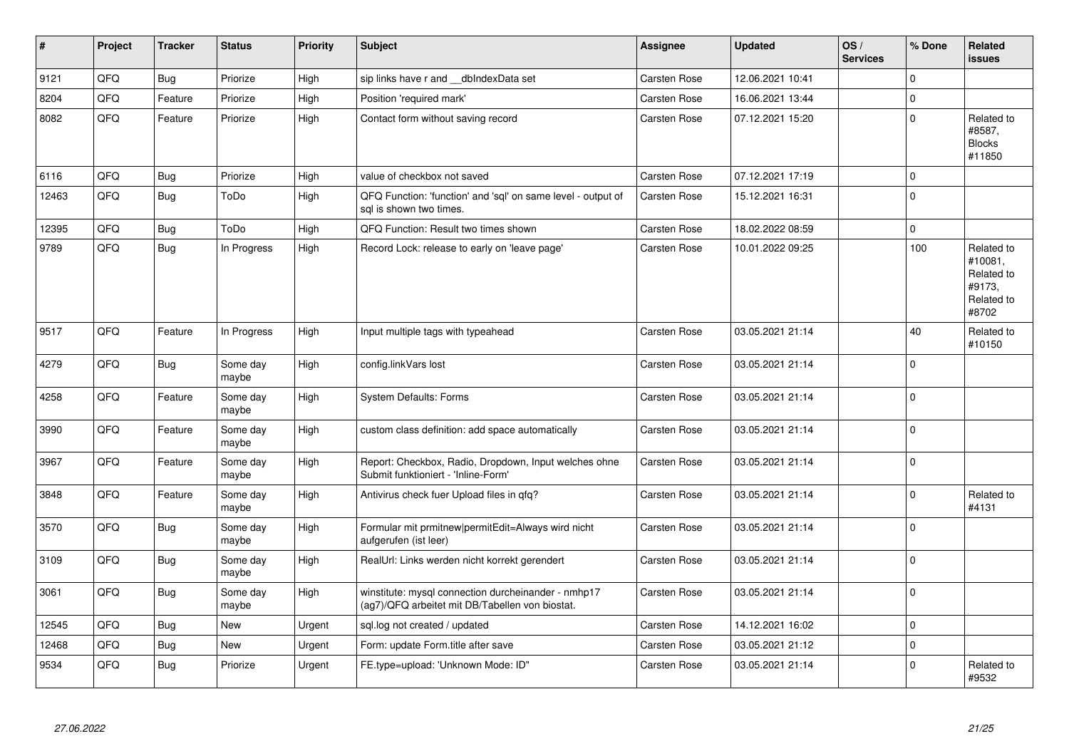| # | Project | Tracker | Status | Priority | Subject | Assignee | Updated | OS / Services | % Done | Related issues |
|---|---|---|---|---|---|---|---|---|---|---|
| 9121 | QFQ | Bug | Priorize | High | sip links have r and __dbIndexData set | Carsten Rose | 12.06.2021 10:41 | | 0 | |
| 8204 | QFQ | Feature | Priorize | High | Position 'required mark' | Carsten Rose | 16.06.2021 13:44 | | 0 | |
| 8082 | QFQ | Feature | Priorize | High | Contact form without saving record | Carsten Rose | 07.12.2021 15:20 | | 0 | Related to #8587, Blocks #11850 |
| 6116 | QFQ | Bug | Priorize | High | value of checkbox not saved | Carsten Rose | 07.12.2021 17:19 | | 0 | |
| 12463 | QFQ | Bug | ToDo | High | QFQ Function: 'function' and 'sql' on same level - output of sql is shown two times. | Carsten Rose | 15.12.2021 16:31 | | 0 | |
| 12395 | QFQ | Bug | ToDo | High | QFQ Function: Result two times shown | Carsten Rose | 18.02.2022 08:59 | | 0 | |
| 9789 | QFQ | Bug | In Progress | High | Record Lock: release to early on 'leave page' | Carsten Rose | 10.01.2022 09:25 | | 100 | Related to #10081, Related to #9173, Related to #8702 |
| 9517 | QFQ | Feature | In Progress | High | Input multiple tags with typeahead | Carsten Rose | 03.05.2021 21:14 | | 40 | Related to #10150 |
| 4279 | QFQ | Bug | Some day maybe | High | config.linkVars lost | Carsten Rose | 03.05.2021 21:14 | | 0 | |
| 4258 | QFQ | Feature | Some day maybe | High | System Defaults: Forms | Carsten Rose | 03.05.2021 21:14 | | 0 | |
| 3990 | QFQ | Feature | Some day maybe | High | custom class definition: add space automatically | Carsten Rose | 03.05.2021 21:14 | | 0 | |
| 3967 | QFQ | Feature | Some day maybe | High | Report: Checkbox, Radio, Dropdown, Input welches ohne Submit funktioniert - 'Inline-Form' | Carsten Rose | 03.05.2021 21:14 | | 0 | |
| 3848 | QFQ | Feature | Some day maybe | High | Antivirus check fuer Upload files in qfq? | Carsten Rose | 03.05.2021 21:14 | | 0 | Related to #4131 |
| 3570 | QFQ | Bug | Some day maybe | High | Formular mit prmitnew\|permitEdit=Always wird nicht aufgerufen (ist leer) | Carsten Rose | 03.05.2021 21:14 | | 0 | |
| 3109 | QFQ | Bug | Some day maybe | High | RealUrl: Links werden nicht korrekt gerendert | Carsten Rose | 03.05.2021 21:14 | | 0 | |
| 3061 | QFQ | Bug | Some day maybe | High | winstitute: mysql connection durcheinander - nmhp17 (ag7)/QFQ arbeitet mit DB/Tabellen von biostat. | Carsten Rose | 03.05.2021 21:14 | | 0 | |
| 12545 | QFQ | Bug | New | Urgent | sql.log not created / updated | Carsten Rose | 14.12.2021 16:02 | | 0 | |
| 12468 | QFQ | Bug | New | Urgent | Form: update Form.title after save | Carsten Rose | 03.05.2021 21:12 | | 0 | |
| 9534 | QFQ | Bug | Priorize | Urgent | FE.type=upload: 'Unknown Mode: ID" | Carsten Rose | 03.05.2021 21:14 | | 0 | Related to #9532 |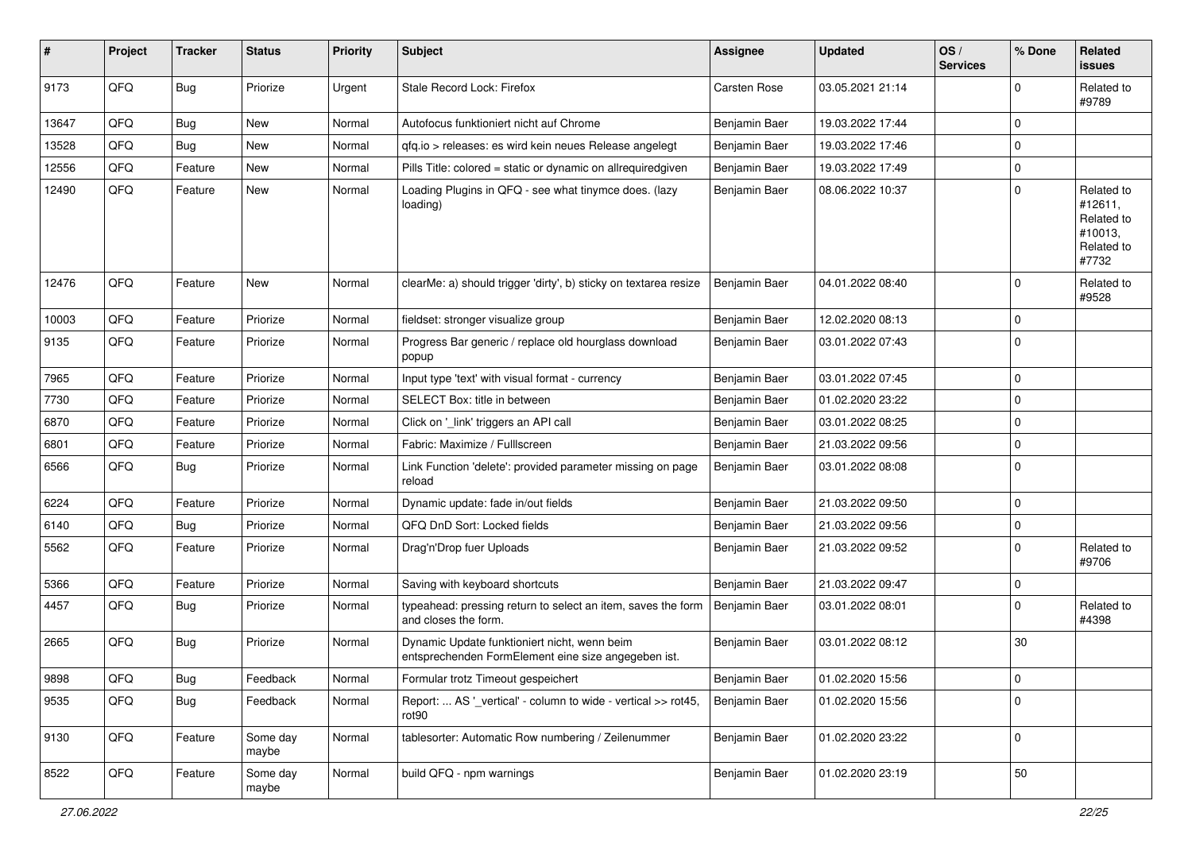| # | Project | Tracker | Status | Priority | Subject | Assignee | Updated | OS / Services | % Done | Related issues |
|---|---|---|---|---|---|---|---|---|---|---|
| 9173 | QFQ | Bug | Priorize | Urgent | Stale Record Lock: Firefox | Carsten Rose | 03.05.2021 21:14 | | 0 | Related to #9789 |
| 13647 | QFQ | Bug | New | Normal | Autofocus funktioniert nicht auf Chrome | Benjamin Baer | 19.03.2022 17:44 | | 0 | |
| 13528 | QFQ | Bug | New | Normal | qfq.io > releases: es wird kein neues Release angelegt | Benjamin Baer | 19.03.2022 17:46 | | 0 | |
| 12556 | QFQ | Feature | New | Normal | Pills Title: colored = static or dynamic on allrequiredgiven | Benjamin Baer | 19.03.2022 17:49 | | 0 | |
| 12490 | QFQ | Feature | New | Normal | Loading Plugins in QFQ - see what tinymce does. (lazy loading) | Benjamin Baer | 08.06.2022 10:37 | | 0 | Related to #12611, Related to #10013, Related to #7732 |
| 12476 | QFQ | Feature | New | Normal | clearMe: a) should trigger 'dirty', b) sticky on textarea resize | Benjamin Baer | 04.01.2022 08:40 | | 0 | Related to #9528 |
| 10003 | QFQ | Feature | Priorize | Normal | fieldset: stronger visualize group | Benjamin Baer | 12.02.2020 08:13 | | 0 | |
| 9135 | QFQ | Feature | Priorize | Normal | Progress Bar generic / replace old hourglass download popup | Benjamin Baer | 03.01.2022 07:43 | | 0 | |
| 7965 | QFQ | Feature | Priorize | Normal | Input type 'text' with visual format - currency | Benjamin Baer | 03.01.2022 07:45 | | 0 | |
| 7730 | QFQ | Feature | Priorize | Normal | SELECT Box: title in between | Benjamin Baer | 01.02.2020 23:22 | | 0 | |
| 6870 | QFQ | Feature | Priorize | Normal | Click on '_link' triggers an API call | Benjamin Baer | 03.01.2022 08:25 | | 0 | |
| 6801 | QFQ | Feature | Priorize | Normal | Fabric: Maximize / FullIscreen | Benjamin Baer | 21.03.2022 09:56 | | 0 | |
| 6566 | QFQ | Bug | Priorize | Normal | Link Function 'delete': provided parameter missing on page reload | Benjamin Baer | 03.01.2022 08:08 | | 0 | |
| 6224 | QFQ | Feature | Priorize | Normal | Dynamic update: fade in/out fields | Benjamin Baer | 21.03.2022 09:50 | | 0 | |
| 6140 | QFQ | Bug | Priorize | Normal | QFQ DnD Sort: Locked fields | Benjamin Baer | 21.03.2022 09:56 | | 0 | |
| 5562 | QFQ | Feature | Priorize | Normal | Drag'n'Drop fuer Uploads | Benjamin Baer | 21.03.2022 09:52 | | 0 | Related to #9706 |
| 5366 | QFQ | Feature | Priorize | Normal | Saving with keyboard shortcuts | Benjamin Baer | 21.03.2022 09:47 | | 0 | |
| 4457 | QFQ | Bug | Priorize | Normal | typeahead: pressing return to select an item, saves the form and closes the form. | Benjamin Baer | 03.01.2022 08:01 | | 0 | Related to #4398 |
| 2665 | QFQ | Bug | Priorize | Normal | Dynamic Update funktioniert nicht, wenn beim entsprechenden FormElement eine size angegeben ist. | Benjamin Baer | 03.01.2022 08:12 | | 30 | |
| 9898 | QFQ | Bug | Feedback | Normal | Formular trotz Timeout gespeichert | Benjamin Baer | 01.02.2020 15:56 | | 0 | |
| 9535 | QFQ | Bug | Feedback | Normal | Report: ... AS '_vertical' - column to wide - vertical >> rot45, rot90 | Benjamin Baer | 01.02.2020 15:56 | | 0 | |
| 9130 | QFQ | Feature | Some day maybe | Normal | tablesorter: Automatic Row numbering / Zeilenummer | Benjamin Baer | 01.02.2020 23:22 | | 0 | |
| 8522 | QFQ | Feature | Some day maybe | Normal | build QFQ - npm warnings | Benjamin Baer | 01.02.2020 23:19 | | 50 | |

*27.06.2022*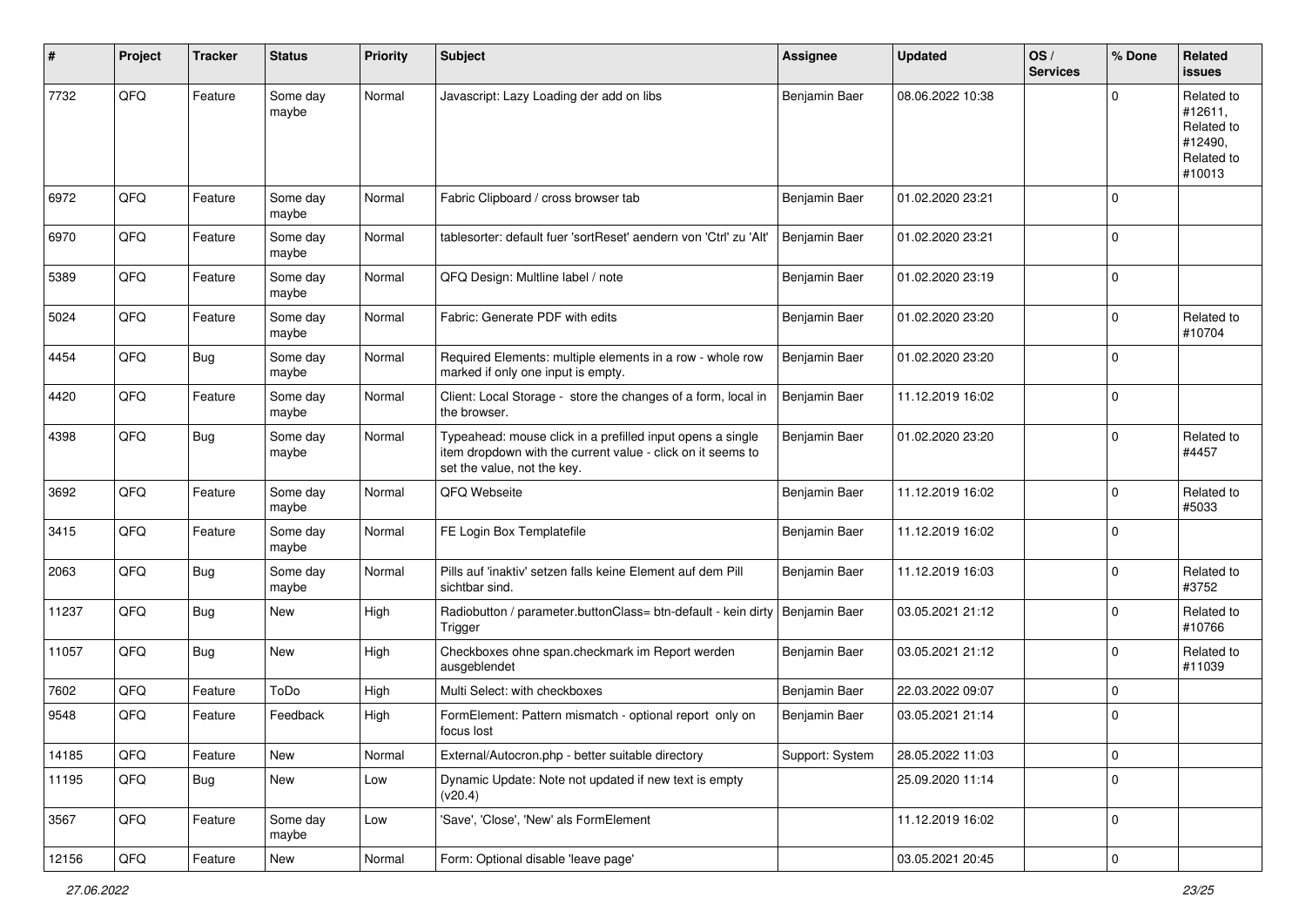| # | Project | Tracker | Status | Priority | Subject | Assignee | Updated | OS / Services | % Done | Related issues |
|---|---|---|---|---|---|---|---|---|---|---|
| 7732 | QFQ | Feature | Some day maybe | Normal | Javascript: Lazy Loading der add on libs | Benjamin Baer | 08.06.2022 10:38 | | 0 | Related to #12611, Related to #12490, Related to #10013 |
| 6972 | QFQ | Feature | Some day maybe | Normal | Fabric Clipboard / cross browser tab | Benjamin Baer | 01.02.2020 23:21 | | 0 | |
| 6970 | QFQ | Feature | Some day maybe | Normal | tablesorter: default fuer 'sortReset' aendern von 'Ctrl' zu 'Alt' | Benjamin Baer | 01.02.2020 23:21 | | 0 | |
| 5389 | QFQ | Feature | Some day maybe | Normal | QFQ Design: Multline label / note | Benjamin Baer | 01.02.2020 23:19 | | 0 | |
| 5024 | QFQ | Feature | Some day maybe | Normal | Fabric: Generate PDF with edits | Benjamin Baer | 01.02.2020 23:20 | | 0 | Related to #10704 |
| 4454 | QFQ | Bug | Some day maybe | Normal | Required Elements: multiple elements in a row - whole row marked if only one input is empty. | Benjamin Baer | 01.02.2020 23:20 | | 0 | |
| 4420 | QFQ | Feature | Some day maybe | Normal | Client: Local Storage - store the changes of a form, local in the browser. | Benjamin Baer | 11.12.2019 16:02 | | 0 | |
| 4398 | QFQ | Bug | Some day maybe | Normal | Typeahead: mouse click in a prefilled input opens a single item dropdown with the current value - click on it seems to set the value, not the key. | Benjamin Baer | 01.02.2020 23:20 | | 0 | Related to #4457 |
| 3692 | QFQ | Feature | Some day maybe | Normal | QFQ Webseite | Benjamin Baer | 11.12.2019 16:02 | | 0 | Related to #5033 |
| 3415 | QFQ | Feature | Some day maybe | Normal | FE Login Box Templatefile | Benjamin Baer | 11.12.2019 16:02 | | 0 | |
| 2063 | QFQ | Bug | Some day maybe | Normal | Pills auf 'inaktiv' setzen falls keine Element auf dem Pill sichtbar sind. | Benjamin Baer | 11.12.2019 16:03 | | 0 | Related to #3752 |
| 11237 | QFQ | Bug | New | High | Radiobutton / parameter.buttonClass= btn-default - kein dirty Trigger | Benjamin Baer | 03.05.2021 21:12 | | 0 | Related to #10766 |
| 11057 | QFQ | Bug | New | High | Checkboxes ohne span.checkmark im Report werden ausgeblendet | Benjamin Baer | 03.05.2021 21:12 | | 0 | Related to #11039 |
| 7602 | QFQ | Feature | ToDo | High | Multi Select: with checkboxes | Benjamin Baer | 22.03.2022 09:07 | | 0 | |
| 9548 | QFQ | Feature | Feedback | High | FormElement: Pattern mismatch - optional report only on focus lost | Benjamin Baer | 03.05.2021 21:14 | | 0 | |
| 14185 | QFQ | Feature | New | Normal | External/Autocron.php - better suitable directory | Support: System | 28.05.2022 11:03 | | 0 | |
| 11195 | QFQ | Bug | New | Low | Dynamic Update: Note not updated if new text is empty (v20.4) | | 25.09.2020 11:14 | | 0 | |
| 3567 | QFQ | Feature | Some day maybe | Low | 'Save', 'Close', 'New' als FormElement | | 11.12.2019 16:02 | | 0 | |
| 12156 | QFQ | Feature | New | Normal | Form: Optional disable 'leave page' | | 03.05.2021 20:45 | | 0 | |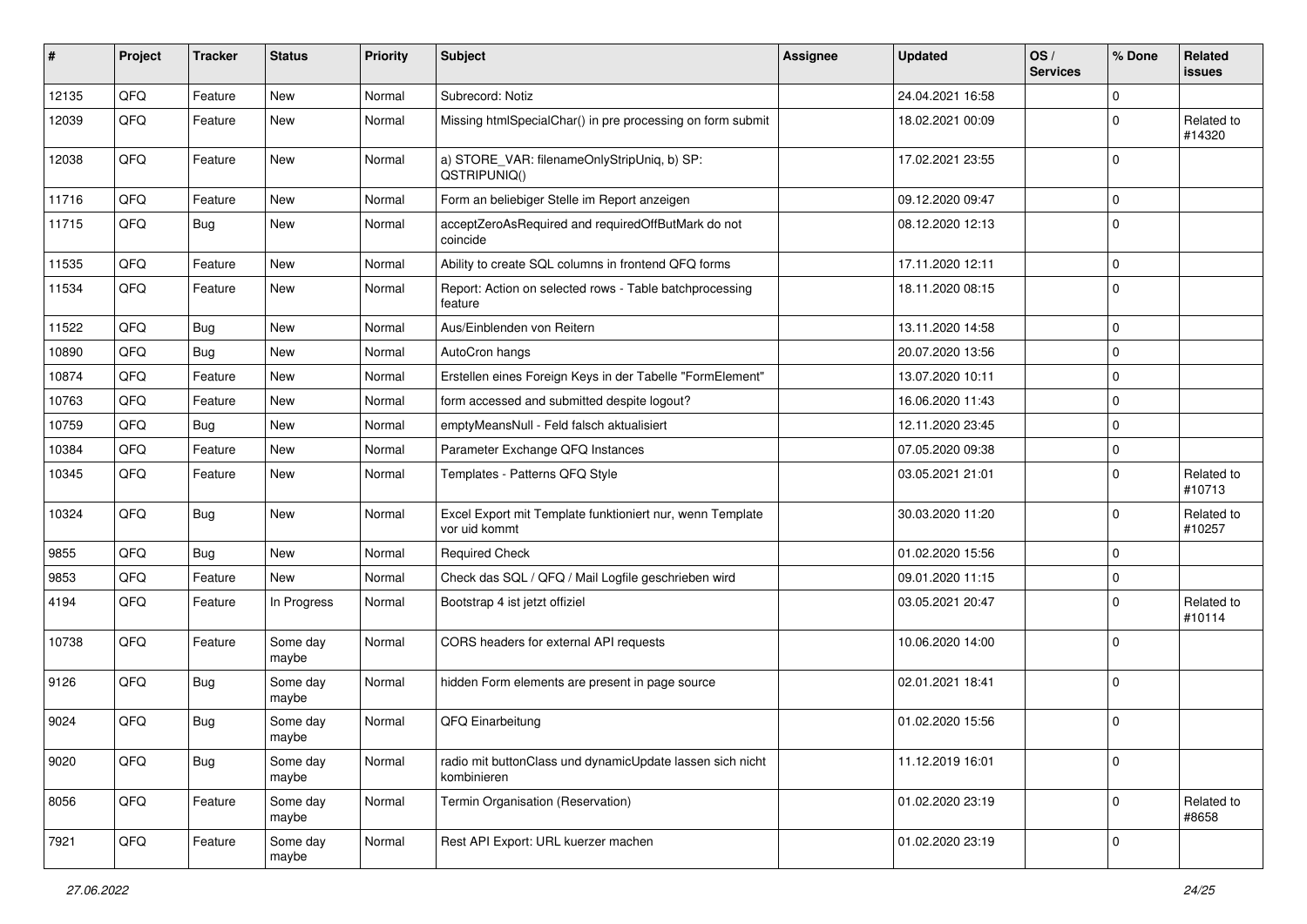| # | Project | Tracker | Status | Priority | Subject | Assignee | Updated | OS / Services | % Done | Related issues |
|---|---|---|---|---|---|---|---|---|---|---|
| 12135 | QFQ | Feature | New | Normal | Subrecord: Notiz | | 24.04.2021 16:58 | | 0 | |
| 12039 | QFQ | Feature | New | Normal | Missing htmlSpecialChar() in pre processing on form submit | | 18.02.2021 00:09 | | 0 | Related to #14320 |
| 12038 | QFQ | Feature | New | Normal | a) STORE_VAR: filenameOnlyStripUniq, b) SP: QSTRIPUNIQ() | | 17.02.2021 23:55 | | 0 | |
| 11716 | QFQ | Feature | New | Normal | Form an beliebiger Stelle im Report anzeigen | | 09.12.2020 09:47 | | 0 | |
| 11715 | QFQ | Bug | New | Normal | acceptZeroAsRequired and requiredOffButMark do not coincide | | 08.12.2020 12:13 | | 0 | |
| 11535 | QFQ | Feature | New | Normal | Ability to create SQL columns in frontend QFQ forms | | 17.11.2020 12:11 | | 0 | |
| 11534 | QFQ | Feature | New | Normal | Report: Action on selected rows - Table batchprocessing feature | | 18.11.2020 08:15 | | 0 | |
| 11522 | QFQ | Bug | New | Normal | Aus/Einblenden von Reitern | | 13.11.2020 14:58 | | 0 | |
| 10890 | QFQ | Bug | New | Normal | AutoCron hangs | | 20.07.2020 13:56 | | 0 | |
| 10874 | QFQ | Feature | New | Normal | Erstellen eines Foreign Keys in der Tabelle "FormElement" | | 13.07.2020 10:11 | | 0 | |
| 10763 | QFQ | Feature | New | Normal | form accessed and submitted despite logout? | | 16.06.2020 11:43 | | 0 | |
| 10759 | QFQ | Bug | New | Normal | emptyMeansNull - Feld falsch aktualisiert | | 12.11.2020 23:45 | | 0 | |
| 10384 | QFQ | Feature | New | Normal | Parameter Exchange QFQ Instances | | 07.05.2020 09:38 | | 0 | |
| 10345 | QFQ | Feature | New | Normal | Templates - Patterns QFQ Style | | 03.05.2021 21:01 | | 0 | Related to #10713 |
| 10324 | QFQ | Bug | New | Normal | Excel Export mit Template funktioniert nur, wenn Template vor uid kommt | | 30.03.2020 11:20 | | 0 | Related to #10257 |
| 9855 | QFQ | Bug | New | Normal | Required Check | | 01.02.2020 15:56 | | 0 | |
| 9853 | QFQ | Feature | New | Normal | Check das SQL / QFQ / Mail Logfile geschrieben wird | | 09.01.2020 11:15 | | 0 | |
| 4194 | QFQ | Feature | In Progress | Normal | Bootstrap 4 ist jetzt offiziel | | 03.05.2021 20:47 | | 0 | Related to #10114 |
| 10738 | QFQ | Feature | Some day maybe | Normal | CORS headers for external API requests | | 10.06.2020 14:00 | | 0 | |
| 9126 | QFQ | Bug | Some day maybe | Normal | hidden Form elements are present in page source | | 02.01.2021 18:41 | | 0 | |
| 9024 | QFQ | Bug | Some day maybe | Normal | QFQ Einarbeitung | | 01.02.2020 15:56 | | 0 | |
| 9020 | QFQ | Bug | Some day maybe | Normal | radio mit buttonClass und dynamicUpdate lassen sich nicht kombinieren | | 11.12.2019 16:01 | | 0 | |
| 8056 | QFQ | Feature | Some day maybe | Normal | Termin Organisation (Reservation) | | 01.02.2020 23:19 | | 0 | Related to #8658 |
| 7921 | QFQ | Feature | Some day maybe | Normal | Rest API Export: URL kuerzer machen | | 01.02.2020 23:19 | | 0 | |

*27.06.2022*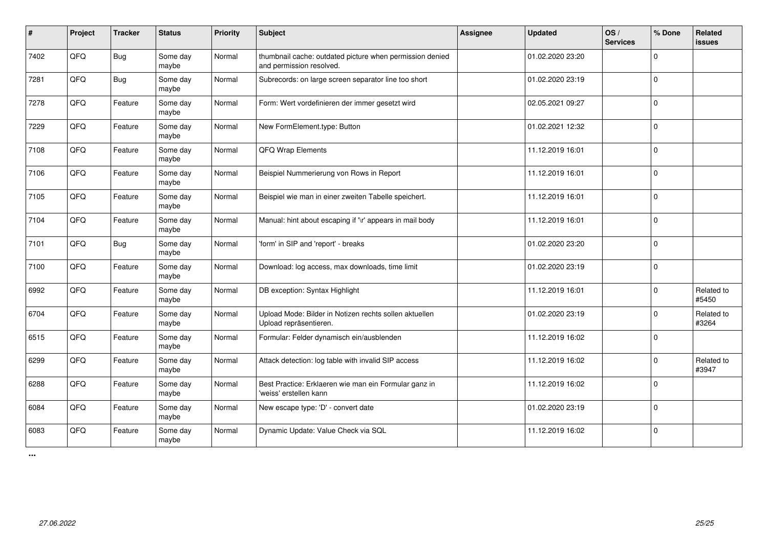| # | Project | Tracker | Status | Priority | Subject | Assignee | Updated | OS / Services | % Done | Related issues |
|---|---|---|---|---|---|---|---|---|---|---|
| 7402 | QFQ | Bug | Some day maybe | Normal | thumbnail cache: outdated picture when permission denied and permission resolved. | | 01.02.2020 23:20 | | 0 | |
| 7281 | QFQ | Bug | Some day maybe | Normal | Subrecords: on large screen separator line too short | | 01.02.2020 23:19 | | 0 | |
| 7278 | QFQ | Feature | Some day maybe | Normal | Form: Wert vordefinieren der immer gesetzt wird | | 02.05.2021 09:27 | | 0 | |
| 7229 | QFQ | Feature | Some day maybe | Normal | New FormElement.type: Button | | 01.02.2021 12:32 | | 0 | |
| 7108 | QFQ | Feature | Some day maybe | Normal | QFQ Wrap Elements | | 11.12.2019 16:01 | | 0 | |
| 7106 | QFQ | Feature | Some day maybe | Normal | Beispiel Nummerierung von Rows in Report | | 11.12.2019 16:01 | | 0 | |
| 7105 | QFQ | Feature | Some day maybe | Normal | Beispiel wie man in einer zweiten Tabelle speichert. | | 11.12.2019 16:01 | | 0 | |
| 7104 | QFQ | Feature | Some day maybe | Normal | Manual: hint about escaping if '\r' appears in mail body | | 11.12.2019 16:01 | | 0 | |
| 7101 | QFQ | Bug | Some day maybe | Normal | 'form' in SIP and 'report' - breaks | | 01.02.2020 23:20 | | 0 | |
| 7100 | QFQ | Feature | Some day maybe | Normal | Download: log access, max downloads, time limit | | 01.02.2020 23:19 | | 0 | |
| 6992 | QFQ | Feature | Some day maybe | Normal | DB exception: Syntax Highlight | | 11.12.2019 16:01 | | 0 | Related to #5450 |
| 6704 | QFQ | Feature | Some day maybe | Normal | Upload Mode: Bilder in Notizen rechts sollen aktuellen Upload repräsentieren. | | 01.02.2020 23:19 | | 0 | Related to #3264 |
| 6515 | QFQ | Feature | Some day maybe | Normal | Formular: Felder dynamisch ein/ausblenden | | 11.12.2019 16:02 | | 0 | |
| 6299 | QFQ | Feature | Some day maybe | Normal | Attack detection: log table with invalid SIP access | | 11.12.2019 16:02 | | 0 | Related to #3947 |
| 6288 | QFQ | Feature | Some day maybe | Normal | Best Practice: Erklaeren wie man ein Formular ganz in 'weiss' erstellen kann | | 11.12.2019 16:02 | | 0 | |
| 6084 | QFQ | Feature | Some day maybe | Normal | New escape type: 'D' - convert date | | 01.02.2020 23:19 | | 0 | |
| 6083 | QFQ | Feature | Some day maybe | Normal | Dynamic Update: Value Check via SQL | | 11.12.2019 16:02 | | 0 | |

...